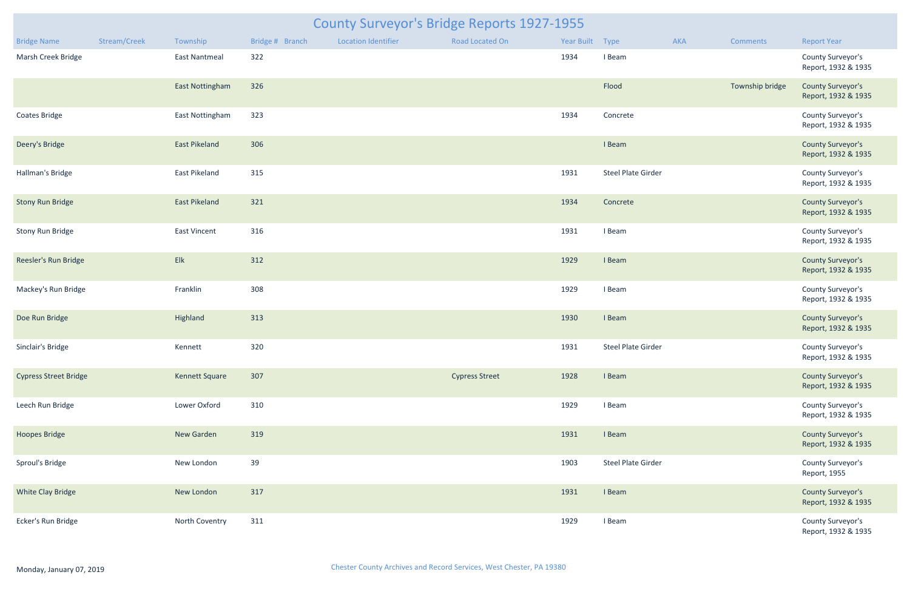# County Surveyor's Bridge Reports 1927-1955

| Bridge Name | Stream/Creek | Township | Bridge # | Branch | Location Identifier | Road Located On | Year Built | Type | AKA | Comments | Report Year |
|---|---|---|---|---|---|---|---|---|---|---|---|
| Marsh Creek Bridge | | East Nantmeal | 322 | | | | 1934 | I Beam | | | County Surveyor's Report, 1932 & 1935 |
| | | East Nottingham | 326 | | | | | Flood | | Township bridge | County Surveyor's Report, 1932 & 1935 |
| Coates Bridge | | East Nottingham | 323 | | | | 1934 | Concrete | | | County Surveyor's Report, 1932 & 1935 |
| Deery's Bridge | | East Pikeland | 306 | | | | | I Beam | | | County Surveyor's Report, 1932 & 1935 |
| Hallman's Bridge | | East Pikeland | 315 | | | | 1931 | Steel Plate Girder | | | County Surveyor's Report, 1932 & 1935 |
| Stony Run Bridge | | East Pikeland | 321 | | | | 1934 | Concrete | | | County Surveyor's Report, 1932 & 1935 |
| Stony Run Bridge | | East Vincent | 316 | | | | 1931 | I Beam | | | County Surveyor's Report, 1932 & 1935 |
| Reesler's Run Bridge | | Elk | 312 | | | | 1929 | I Beam | | | County Surveyor's Report, 1932 & 1935 |
| Mackey's Run Bridge | | Franklin | 308 | | | | 1929 | I Beam | | | County Surveyor's Report, 1932 & 1935 |
| Doe Run Bridge | | Highland | 313 | | | | 1930 | I Beam | | | County Surveyor's Report, 1932 & 1935 |
| Sinclair's Bridge | | Kennett | 320 | | | | 1931 | Steel Plate Girder | | | County Surveyor's Report, 1932 & 1935 |
| Cypress Street Bridge | | Kennett Square | 307 | | | Cypress Street | 1928 | I Beam | | | County Surveyor's Report, 1932 & 1935 |
| Leech Run Bridge | | Lower Oxford | 310 | | | | 1929 | I Beam | | | County Surveyor's Report, 1932 & 1935 |
| Hoopes Bridge | | New Garden | 319 | | | | 1931 | I Beam | | | County Surveyor's Report, 1932 & 1935 |
| Sproul's Bridge | | New London | 39 | | | | 1903 | Steel Plate Girder | | | County Surveyor's Report, 1955 |
| White Clay Bridge | | New London | 317 | | | | 1931 | I Beam | | | County Surveyor's Report, 1932 & 1935 |
| Ecker's Run Bridge | | North Coventry | 311 | | | | 1929 | I Beam | | | County Surveyor's Report, 1932 & 1935 |

Monday, January 07, 2019

Chester County Archives and Record Services, West Chester, PA 19380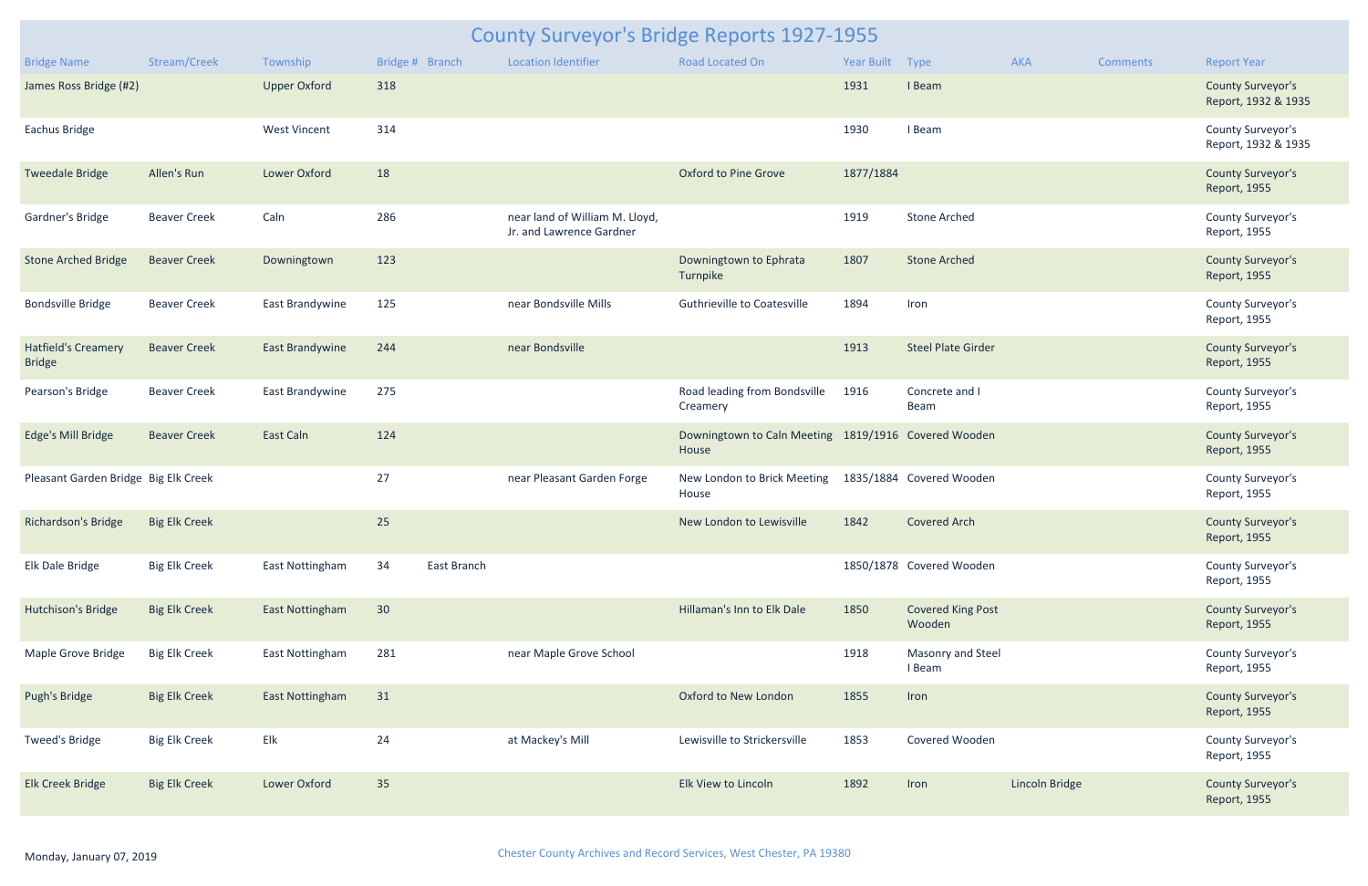# County Surveyor's Bridge Reports 1927-1955

| Bridge Name | Stream/Creek | Township | Bridge # | Branch | Location Identifier | Road Located On | Year Built | Type | AKA | Comments | Report Year |
|---|---|---|---|---|---|---|---|---|---|---|---|
| James Ross Bridge (#2) | | Upper Oxford | 318 | | | | 1931 | I Beam | | | County Surveyor's Report, 1932 & 1935 |
| Eachus Bridge | | West Vincent | 314 | | | | 1930 | I Beam | | | County Surveyor's Report, 1932 & 1935 |
| Tweedale Bridge | Allen's Run | Lower Oxford | 18 | | | Oxford to Pine Grove | 1877/1884 | | | | County Surveyor's Report, 1955 |
| Gardner's Bridge | Beaver Creek | Caln | 286 | | near land of William M. Lloyd, Jr. and Lawrence Gardner | | 1919 | Stone Arched | | | County Surveyor's Report, 1955 |
| Stone Arched Bridge | Beaver Creek | Downingtown | 123 | | | Downingtown to Ephrata Turnpike | 1807 | Stone Arched | | | County Surveyor's Report, 1955 |
| Bondsville Bridge | Beaver Creek | East Brandywine | 125 | | near Bondsville Mills | Guthrieville to Coatesville | 1894 | Iron | | | County Surveyor's Report, 1955 |
| Hatfield's Creamery Bridge | Beaver Creek | East Brandywine | 244 | | near Bondsville | | 1913 | Steel Plate Girder | | | County Surveyor's Report, 1955 |
| Pearson's Bridge | Beaver Creek | East Brandywine | 275 | | | Road leading from Bondsville Creamery | 1916 | Concrete and I Beam | | | County Surveyor's Report, 1955 |
| Edge's Mill Bridge | Beaver Creek | East Caln | 124 | | | Downingtown to Caln Meeting House | 1819/1916 | Covered Wooden | | | County Surveyor's Report, 1955 |
| Pleasant Garden Bridge | Big Elk Creek | | 27 | | near Pleasant Garden Forge | New London to Brick Meeting House | 1835/1884 | Covered Wooden | | | County Surveyor's Report, 1955 |
| Richardson's Bridge | Big Elk Creek | | 25 | | | New London to Lewisville | 1842 | Covered Arch | | | County Surveyor's Report, 1955 |
| Elk Dale Bridge | Big Elk Creek | East Nottingham | 34 | East Branch | | | 1850/1878 | Covered Wooden | | | County Surveyor's Report, 1955 |
| Hutchison's Bridge | Big Elk Creek | East Nottingham | 30 | | | Hillaman's Inn to Elk Dale | 1850 | Covered King Post Wooden | | | County Surveyor's Report, 1955 |
| Maple Grove Bridge | Big Elk Creek | East Nottingham | 281 | | near Maple Grove School | | 1918 | Masonry and Steel I Beam | | | County Surveyor's Report, 1955 |
| Pugh's Bridge | Big Elk Creek | East Nottingham | 31 | | | Oxford to New London | 1855 | Iron | | | County Surveyor's Report, 1955 |
| Tweed's Bridge | Big Elk Creek | Elk | 24 | | at Mackey's Mill | Lewisville to Strickersville | 1853 | Covered Wooden | | | County Surveyor's Report, 1955 |
| Elk Creek Bridge | Big Elk Creek | Lower Oxford | 35 | | | Elk View to Lincoln | 1892 | Iron | Lincoln Bridge | | County Surveyor's Report, 1955 |

Monday, January 07, 2019

Chester County Archives and Record Services, West Chester, PA 19380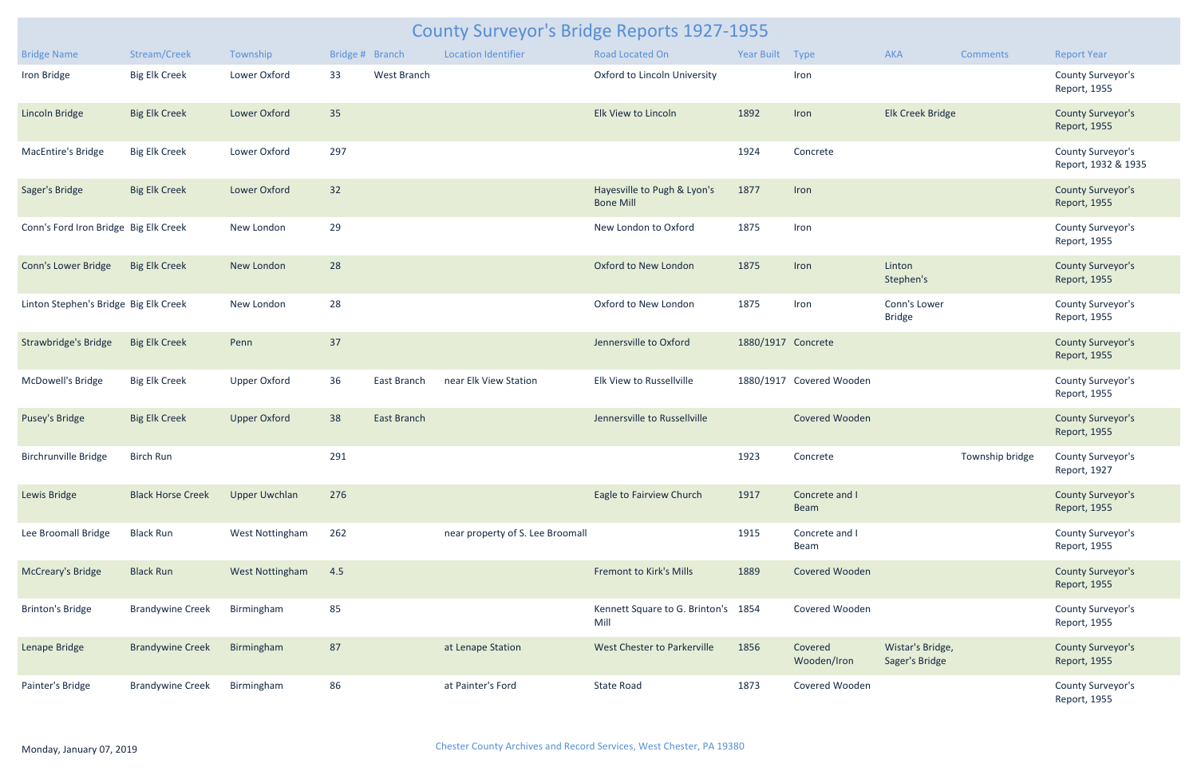# County Surveyor's Bridge Reports 1927-1955

| Bridge Name | Stream/Creek | Township | Bridge # | Branch | Location Identifier | Road Located On | Year Built | Type | AKA | Comments | Report Year |
|---|---|---|---|---|---|---|---|---|---|---|---|
| Iron Bridge | Big Elk Creek | Lower Oxford | 33 | West Branch | | Oxford to Lincoln University | | Iron | | | County Surveyor's Report, 1955 |
| Lincoln Bridge | Big Elk Creek | Lower Oxford | 35 | | | Elk View to Lincoln | 1892 | Iron | Elk Creek Bridge | | County Surveyor's Report, 1955 |
| MacEntire's Bridge | Big Elk Creek | Lower Oxford | 297 | | | | 1924 | Concrete | | | County Surveyor's Report, 1932 & 1935 |
| Sager's Bridge | Big Elk Creek | Lower Oxford | 32 | | | Hayesville to Pugh & Lyon's Bone Mill | 1877 | Iron | | | County Surveyor's Report, 1955 |
| Conn's Ford Iron Bridge | Big Elk Creek | New London | 29 | | | New London to Oxford | 1875 | Iron | | | County Surveyor's Report, 1955 |
| Conn's Lower Bridge | Big Elk Creek | New London | 28 | | | Oxford to New London | 1875 | Iron | Linton Stephen's | | County Surveyor's Report, 1955 |
| Linton Stephen's Bridge | Big Elk Creek | New London | 28 | | | Oxford to New London | 1875 | Iron | Conn's Lower Bridge | | County Surveyor's Report, 1955 |
| Strawbridge's Bridge | Big Elk Creek | Penn | 37 | | | Jennersville to Oxford | 1880/1917 | Concrete | | | County Surveyor's Report, 1955 |
| McDowell's Bridge | Big Elk Creek | Upper Oxford | 36 | East Branch | near Elk View Station | Elk View to Russellville | 1880/1917 | Covered Wooden | | | County Surveyor's Report, 1955 |
| Pusey's Bridge | Big Elk Creek | Upper Oxford | 38 | East Branch | | Jennersville to Russellville | | Covered Wooden | | | County Surveyor's Report, 1955 |
| Birchrunville Bridge | Birch Run | | 291 | | | | 1923 | Concrete | | Township bridge | County Surveyor's Report, 1927 |
| Lewis Bridge | Black Horse Creek | Upper Uwchlan | 276 | | | Eagle to Fairview Church | 1917 | Concrete and I Beam | | | County Surveyor's Report, 1955 |
| Lee Broomall Bridge | Black Run | West Nottingham | 262 | | near property of S. Lee Broomall | | 1915 | Concrete and I Beam | | | County Surveyor's Report, 1955 |
| McCreary's Bridge | Black Run | West Nottingham | 4.5 | | | Fremont to Kirk's Mills | 1889 | Covered Wooden | | | County Surveyor's Report, 1955 |
| Brinton's Bridge | Brandywine Creek | Birmingham | 85 | | | Kennett Square to G. Brinton's Mill | 1854 | Covered Wooden | | | County Surveyor's Report, 1955 |
| Lenape Bridge | Brandywine Creek | Birmingham | 87 | | at Lenape Station | West Chester to Parkerville | 1856 | Covered Wooden/Iron | Wistar's Bridge, Sager's Bridge | | County Surveyor's Report, 1955 |
| Painter's Bridge | Brandywine Creek | Birmingham | 86 | | at Painter's Ford | State Road | 1873 | Covered Wooden | | | County Surveyor's Report, 1955 |

Monday, January 07, 2019

Chester County Archives and Record Services, West Chester, PA 19380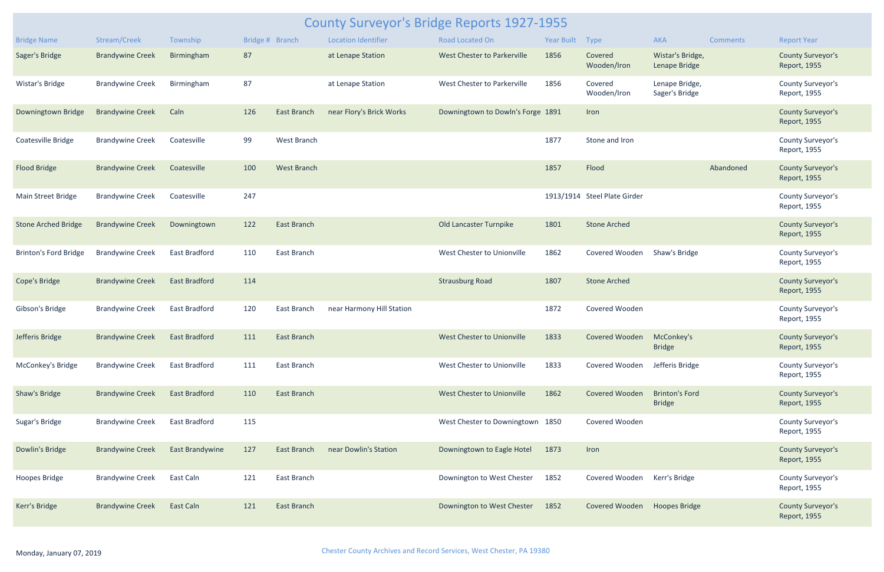# County Surveyor's Bridge Reports 1927-1955

| Bridge Name | Stream/Creek | Township | Bridge # | Branch | Location Identifier | Road Located On | Year Built | Type | AKA | Comments | Report Year |
|---|---|---|---|---|---|---|---|---|---|---|---|
| Sager's Bridge | Brandywine Creek | Birmingham | 87 | | at Lenape Station | West Chester to Parkerville | 1856 | Covered Wooden/Iron | Wistar's Bridge, Lenape Bridge | | County Surveyor's Report, 1955 |
| Wistar's Bridge | Brandywine Creek | Birmingham | 87 | | at Lenape Station | West Chester to Parkerville | 1856 | Covered Wooden/Iron | Lenape Bridge, Sager's Bridge | | County Surveyor's Report, 1955 |
| Downingtown Bridge | Brandywine Creek | Caln | 126 | East Branch | near Flory's Brick Works | Downingtown to Dowln's Forge | 1891 | Iron | | | County Surveyor's Report, 1955 |
| Coatesville Bridge | Brandywine Creek | Coatesville | 99 | West Branch | | | 1877 | Stone and Iron | | | County Surveyor's Report, 1955 |
| Flood Bridge | Brandywine Creek | Coatesville | 100 | West Branch | | | 1857 | Flood | | Abandoned | County Surveyor's Report, 1955 |
| Main Street Bridge | Brandywine Creek | Coatesville | 247 | | | | 1913/1914 | Steel Plate Girder | | | County Surveyor's Report, 1955 |
| Stone Arched Bridge | Brandywine Creek | Downingtown | 122 | East Branch | | Old Lancaster Turnpike | 1801 | Stone Arched | | | County Surveyor's Report, 1955 |
| Brinton's Ford Bridge | Brandywine Creek | East Bradford | 110 | East Branch | | West Chester to Unionville | 1862 | Covered Wooden | Shaw's Bridge | | County Surveyor's Report, 1955 |
| Cope's Bridge | Brandywine Creek | East Bradford | 114 | | | Strausburg Road | 1807 | Stone Arched | | | County Surveyor's Report, 1955 |
| Gibson's Bridge | Brandywine Creek | East Bradford | 120 | East Branch | near Harmony Hill Station | | 1872 | Covered Wooden | | | County Surveyor's Report, 1955 |
| Jefferis Bridge | Brandywine Creek | East Bradford | 111 | East Branch | | West Chester to Unionville | 1833 | Covered Wooden | McConkey's Bridge | | County Surveyor's Report, 1955 |
| McConkey's Bridge | Brandywine Creek | East Bradford | 111 | East Branch | | West Chester to Unionville | 1833 | Covered Wooden | Jefferis Bridge | | County Surveyor's Report, 1955 |
| Shaw's Bridge | Brandywine Creek | East Bradford | 110 | East Branch | | West Chester to Unionville | 1862 | Covered Wooden | Brinton's Ford Bridge | | County Surveyor's Report, 1955 |
| Sugar's Bridge | Brandywine Creek | East Bradford | 115 | | | West Chester to Downingtown | 1850 | Covered Wooden | | | County Surveyor's Report, 1955 |
| Dowlin's Bridge | Brandywine Creek | East Brandywine | 127 | East Branch | near Dowlin's Station | Downingtown to Eagle Hotel | 1873 | Iron | | | County Surveyor's Report, 1955 |
| Hoopes Bridge | Brandywine Creek | East Caln | 121 | East Branch | | Downington to West Chester | 1852 | Covered Wooden | Kerr's Bridge | | County Surveyor's Report, 1955 |
| Kerr's Bridge | Brandywine Creek | East Caln | 121 | East Branch | | Downington to West Chester | 1852 | Covered Wooden | Hoopes Bridge | | County Surveyor's Report, 1955 |

Monday, January 07, 2019

Chester County Archives and Record Services, West Chester, PA 19380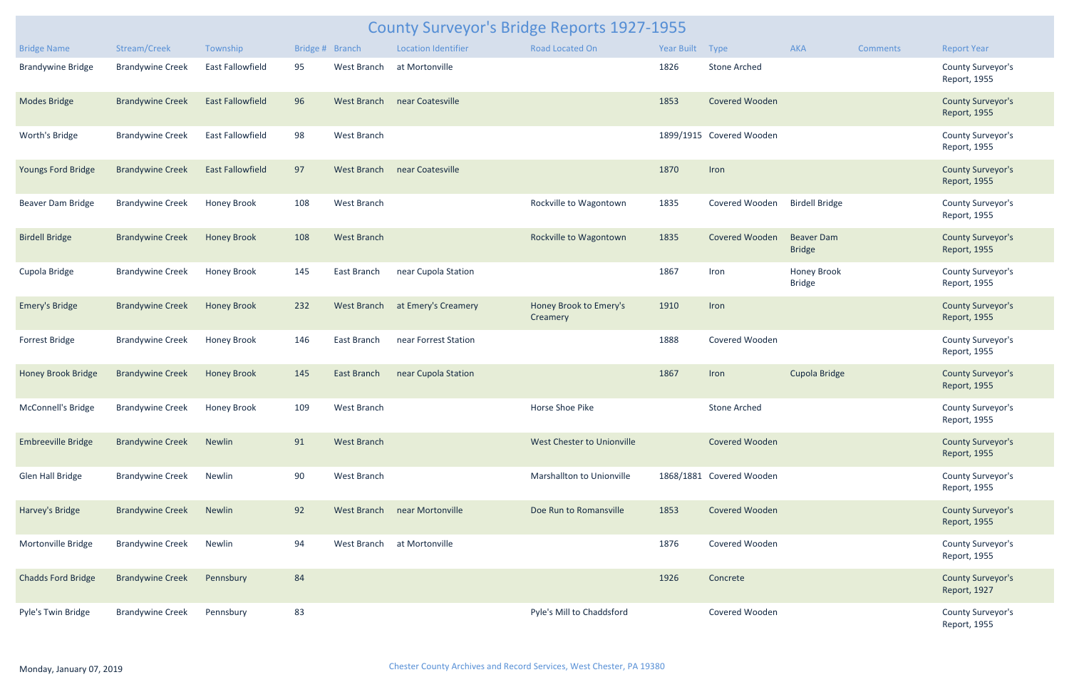# County Surveyor's Bridge Reports 1927-1955

| Bridge Name | Stream/Creek | Township | Bridge # | Branch | Location Identifier | Road Located On | Year Built | Type | AKA | Comments | Report Year |
|---|---|---|---|---|---|---|---|---|---|---|---|
| Brandywine Bridge | Brandywine Creek | East Fallowfield | 95 | West Branch | at Mortonville | | 1826 | Stone Arched | | | County Surveyor's Report, 1955 |
| Modes Bridge | Brandywine Creek | East Fallowfield | 96 | West Branch | near Coatesville | | 1853 | Covered Wooden | | | County Surveyor's Report, 1955 |
| Worth's Bridge | Brandywine Creek | East Fallowfield | 98 | West Branch | | | 1899/1915 | Covered Wooden | | | County Surveyor's Report, 1955 |
| Youngs Ford Bridge | Brandywine Creek | East Fallowfield | 97 | West Branch | near Coatesville | | 1870 | Iron | | | County Surveyor's Report, 1955 |
| Beaver Dam Bridge | Brandywine Creek | Honey Brook | 108 | West Branch | | Rockville to Wagontown | 1835 | Covered Wooden | Birdell Bridge | | County Surveyor's Report, 1955 |
| Birdell Bridge | Brandywine Creek | Honey Brook | 108 | West Branch | | Rockville to Wagontown | 1835 | Covered Wooden | Beaver Dam Bridge | | County Surveyor's Report, 1955 |
| Cupola Bridge | Brandywine Creek | Honey Brook | 145 | East Branch | near Cupola Station | | 1867 | Iron | Honey Brook Bridge | | County Surveyor's Report, 1955 |
| Emery's Bridge | Brandywine Creek | Honey Brook | 232 | West Branch | at Emery's Creamery | Honey Brook to Emery's Creamery | 1910 | Iron | | | County Surveyor's Report, 1955 |
| Forrest Bridge | Brandywine Creek | Honey Brook | 146 | East Branch | near Forrest Station | | 1888 | Covered Wooden | | | County Surveyor's Report, 1955 |
| Honey Brook Bridge | Brandywine Creek | Honey Brook | 145 | East Branch | near Cupola Station | | 1867 | Iron | Cupola Bridge | | County Surveyor's Report, 1955 |
| McConnell's Bridge | Brandywine Creek | Honey Brook | 109 | West Branch | | Horse Shoe Pike | | Stone Arched | | | County Surveyor's Report, 1955 |
| Embreeville Bridge | Brandywine Creek | Newlin | 91 | West Branch | | West Chester to Unionville | | Covered Wooden | | | County Surveyor's Report, 1955 |
| Glen Hall Bridge | Brandywine Creek | Newlin | 90 | West Branch | | Marshallton to Unionville | 1868/1881 | Covered Wooden | | | County Surveyor's Report, 1955 |
| Harvey's Bridge | Brandywine Creek | Newlin | 92 | West Branch | near Mortonville | Doe Run to Romansville | 1853 | Covered Wooden | | | County Surveyor's Report, 1955 |
| Mortonville Bridge | Brandywine Creek | Newlin | 94 | West Branch | at Mortonville | | 1876 | Covered Wooden | | | County Surveyor's Report, 1955 |
| Chadds Ford Bridge | Brandywine Creek | Pennsbury | 84 | | | | 1926 | Concrete | | | County Surveyor's Report, 1927 |
| Pyle's Twin Bridge | Brandywine Creek | Pennsbury | 83 | | | Pyle's Mill to Chaddsford | | Covered Wooden | | | County Surveyor's Report, 1955 |

Monday, January 07, 2019

Chester County Archives and Record Services, West Chester, PA 19380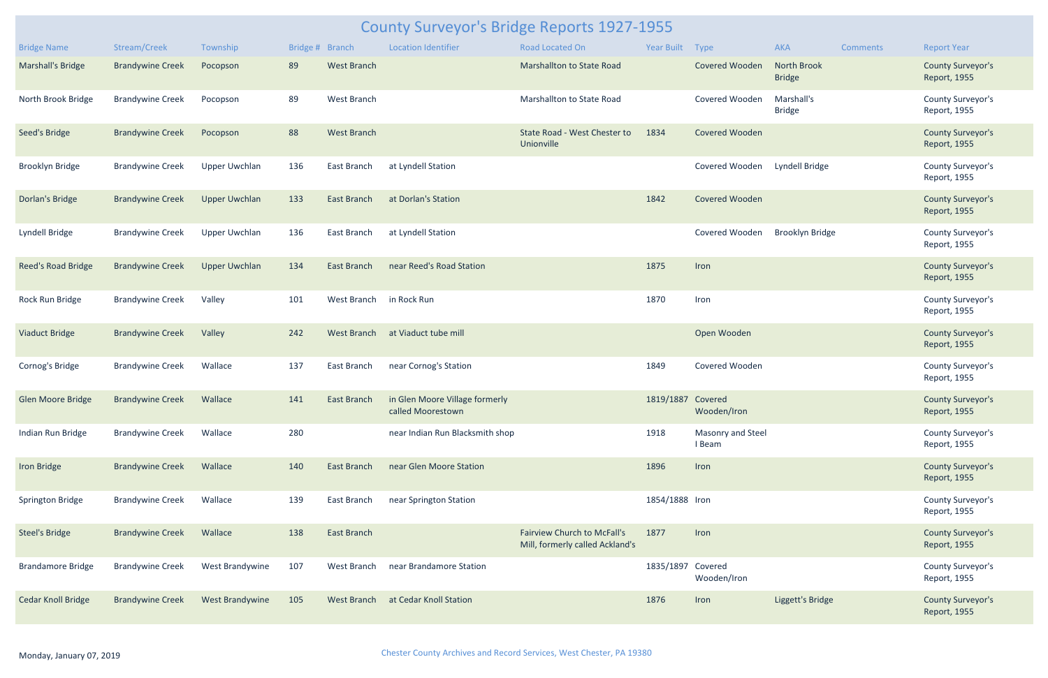# County Surveyor's Bridge Reports 1927-1955

| Bridge Name | Stream/Creek | Township | Bridge # | Branch | Location Identifier | Road Located On | Year Built | Type | AKA | Comments | Report Year |
|---|---|---|---|---|---|---|---|---|---|---|---|
| Marshall's Bridge | Brandywine Creek | Pocopson | 89 | West Branch | | Marshallton to State Road | | Covered Wooden | North Brook Bridge | | County Surveyor's Report, 1955 |
| North Brook Bridge | Brandywine Creek | Pocopson | 89 | West Branch | | Marshallton to State Road | | Covered Wooden | Marshall's Bridge | | County Surveyor's Report, 1955 |
| Seed's Bridge | Brandywine Creek | Pocopson | 88 | West Branch | | State Road - West Chester to Unionville | 1834 | Covered Wooden | | | County Surveyor's Report, 1955 |
| Brooklyn Bridge | Brandywine Creek | Upper Uwchlan | 136 | East Branch | at Lyndell Station | | | Covered Wooden | Lyndell Bridge | | County Surveyor's Report, 1955 |
| Dorlan's Bridge | Brandywine Creek | Upper Uwchlan | 133 | East Branch | at Dorlan's Station | | 1842 | Covered Wooden | | | County Surveyor's Report, 1955 |
| Lyndell Bridge | Brandywine Creek | Upper Uwchlan | 136 | East Branch | at Lyndell Station | | | Covered Wooden | Brooklyn Bridge | | County Surveyor's Report, 1955 |
| Reed's Road Bridge | Brandywine Creek | Upper Uwchlan | 134 | East Branch | near Reed's Road Station | | 1875 | Iron | | | County Surveyor's Report, 1955 |
| Rock Run Bridge | Brandywine Creek | Valley | 101 | West Branch | in Rock Run | | 1870 | Iron | | | County Surveyor's Report, 1955 |
| Viaduct Bridge | Brandywine Creek | Valley | 242 | West Branch | at Viaduct tube mill | | | Open Wooden | | | County Surveyor's Report, 1955 |
| Cornog's Bridge | Brandywine Creek | Wallace | 137 | East Branch | near Cornog's Station | | 1849 | Covered Wooden | | | County Surveyor's Report, 1955 |
| Glen Moore Bridge | Brandywine Creek | Wallace | 141 | East Branch | in Glen Moore Village formerly called Moorestown | | 1819/1887 | Covered Wooden/Iron | | | County Surveyor's Report, 1955 |
| Indian Run Bridge | Brandywine Creek | Wallace | 280 | | near Indian Run Blacksmith shop | | 1918 | Masonry and Steel I Beam | | | County Surveyor's Report, 1955 |
| Iron Bridge | Brandywine Creek | Wallace | 140 | East Branch | near Glen Moore Station | | 1896 | Iron | | | County Surveyor's Report, 1955 |
| Springton Bridge | Brandywine Creek | Wallace | 139 | East Branch | near Springton Station | | 1854/1888 | Iron | | | County Surveyor's Report, 1955 |
| Steel's Bridge | Brandywine Creek | Wallace | 138 | East Branch | | Fairview Church to McFall's Mill, formerly called Ackland's | 1877 | Iron | | | County Surveyor's Report, 1955 |
| Brandamore Bridge | Brandywine Creek | West Brandywine | 107 | West Branch | near Brandamore Station | | 1835/1897 | Covered Wooden/Iron | | | County Surveyor's Report, 1955 |
| Cedar Knoll Bridge | Brandywine Creek | West Brandywine | 105 | West Branch | at Cedar Knoll Station | | 1876 | Iron | Liggett's Bridge | | County Surveyor's Report, 1955 |

Monday, January 07, 2019

Chester County Archives and Record Services, West Chester, PA 19380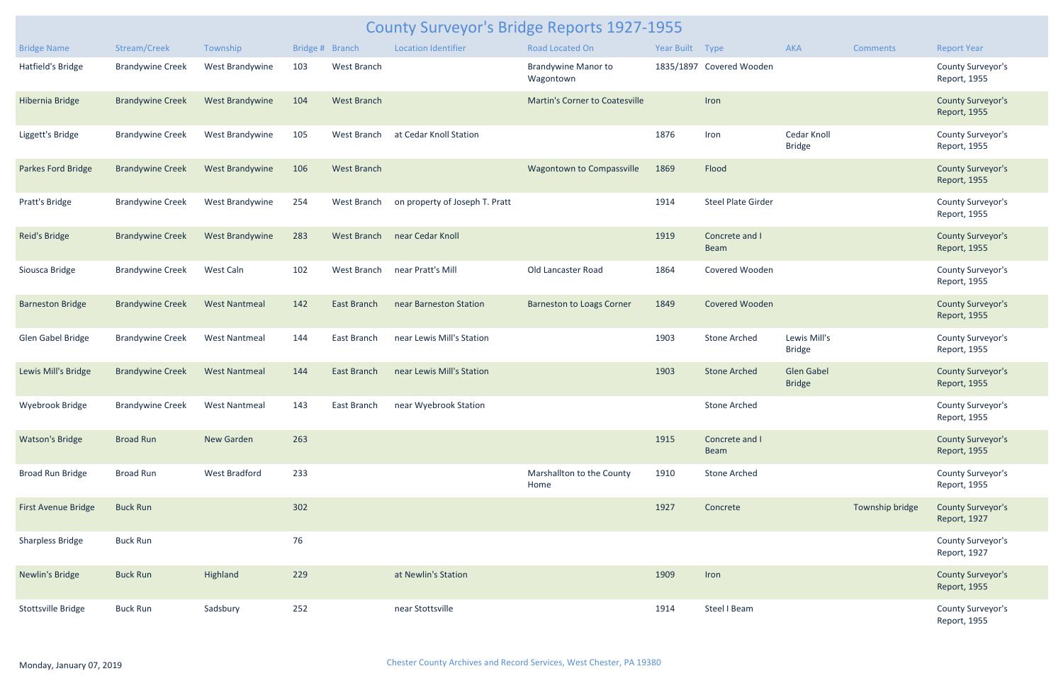# County Surveyor's Bridge Reports 1927-1955

| Bridge Name | Stream/Creek | Township | Bridge # | Branch | Location Identifier | Road Located On | Year Built | Type | AKA | Comments | Report Year |
|---|---|---|---|---|---|---|---|---|---|---|---|
| Hatfield's Bridge | Brandywine Creek | West Brandywine | 103 | West Branch | | Brandywine Manor to Wagontown | 1835/1897 | Covered Wooden | | | County Surveyor's Report, 1955 |
| Hibernia Bridge | Brandywine Creek | West Brandywine | 104 | West Branch | | Martin's Corner to Coatesville | | Iron | | | County Surveyor's Report, 1955 |
| Liggett's Bridge | Brandywine Creek | West Brandywine | 105 | West Branch | at Cedar Knoll Station | | 1876 | Iron | Cedar Knoll Bridge | | County Surveyor's Report, 1955 |
| Parkes Ford Bridge | Brandywine Creek | West Brandywine | 106 | West Branch | | Wagontown to Compassville | 1869 | Flood | | | County Surveyor's Report, 1955 |
| Pratt's Bridge | Brandywine Creek | West Brandywine | 254 | West Branch | on property of Joseph T. Pratt | | 1914 | Steel Plate Girder | | | County Surveyor's Report, 1955 |
| Reid's Bridge | Brandywine Creek | West Brandywine | 283 | West Branch | near Cedar Knoll | | 1919 | Concrete and I Beam | | | County Surveyor's Report, 1955 |
| Siousca Bridge | Brandywine Creek | West Caln | 102 | West Branch | near Pratt's Mill | Old Lancaster Road | 1864 | Covered Wooden | | | County Surveyor's Report, 1955 |
| Barneston Bridge | Brandywine Creek | West Nantmeal | 142 | East Branch | near Barneston Station | Barneston to Loags Corner | 1849 | Covered Wooden | | | County Surveyor's Report, 1955 |
| Glen Gabel Bridge | Brandywine Creek | West Nantmeal | 144 | East Branch | near Lewis Mill's Station | | 1903 | Stone Arched | Lewis Mill's Bridge | | County Surveyor's Report, 1955 |
| Lewis Mill's Bridge | Brandywine Creek | West Nantmeal | 144 | East Branch | near Lewis Mill's Station | | 1903 | Stone Arched | Glen Gabel Bridge | | County Surveyor's Report, 1955 |
| Wyebrook Bridge | Brandywine Creek | West Nantmeal | 143 | East Branch | near Wyebrook Station | | | Stone Arched | | | County Surveyor's Report, 1955 |
| Watson's Bridge | Broad Run | New Garden | 263 | | | | 1915 | Concrete and I Beam | | | County Surveyor's Report, 1955 |
| Broad Run Bridge | Broad Run | West Bradford | 233 | | | Marshallton to the County Home | 1910 | Stone Arched | | | County Surveyor's Report, 1955 |
| First Avenue Bridge | Buck Run | | 302 | | | | 1927 | Concrete | | Township bridge | County Surveyor's Report, 1927 |
| Sharpless Bridge | Buck Run | | 76 | | | | | | | | County Surveyor's Report, 1927 |
| Newlin's Bridge | Buck Run | Highland | 229 | | at Newlin's Station | | 1909 | Iron | | | County Surveyor's Report, 1955 |
| Stottsville Bridge | Buck Run | Sadsbury | 252 | | near Stottsville | | 1914 | Steel I Beam | | | County Surveyor's Report, 1955 |

Monday, January 07, 2019

Chester County Archives and Record Services, West Chester, PA 19380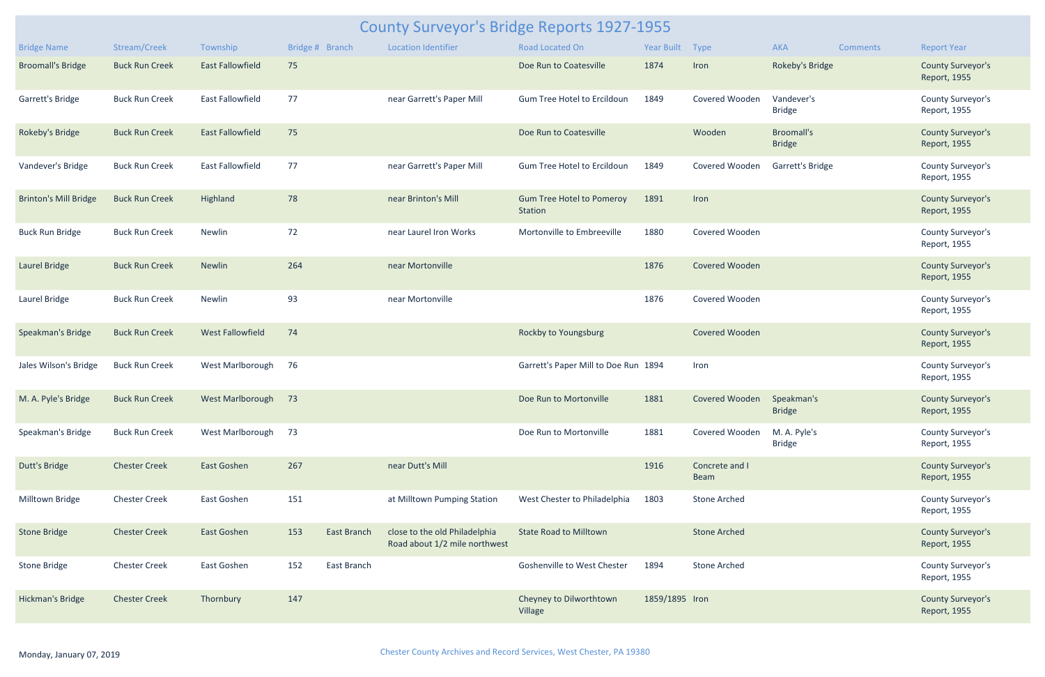# County Surveyor's Bridge Reports 1927-1955

| Bridge Name | Stream/Creek | Township | Bridge # | Branch | Location Identifier | Road Located On | Year Built | Type | AKA | Comments | Report Year |
|---|---|---|---|---|---|---|---|---|---|---|---|
| Broomall's Bridge | Buck Run Creek | East Fallowfield | 75 | | | Doe Run to Coatesville | 1874 | Iron | Rokeby's Bridge | | County Surveyor's Report, 1955 |
| Garrett's Bridge | Buck Run Creek | East Fallowfield | 77 | | near Garrett's Paper Mill | Gum Tree Hotel to Ercildoun | 1849 | Covered Wooden | Vandever's Bridge | | County Surveyor's Report, 1955 |
| Rokeby's Bridge | Buck Run Creek | East Fallowfield | 75 | | | Doe Run to Coatesville | | Wooden | Broomall's Bridge | | County Surveyor's Report, 1955 |
| Vandever's Bridge | Buck Run Creek | East Fallowfield | 77 | | near Garrett's Paper Mill | Gum Tree Hotel to Ercildoun | 1849 | Covered Wooden | Garrett's Bridge | | County Surveyor's Report, 1955 |
| Brinton's Mill Bridge | Buck Run Creek | Highland | 78 | | near Brinton's Mill | Gum Tree Hotel to Pomeroy Station | 1891 | Iron | | | County Surveyor's Report, 1955 |
| Buck Run Bridge | Buck Run Creek | Newlin | 72 | | near Laurel Iron Works | Mortonville to Embreeville | 1880 | Covered Wooden | | | County Surveyor's Report, 1955 |
| Laurel Bridge | Buck Run Creek | Newlin | 264 | | near Mortonville | | 1876 | Covered Wooden | | | County Surveyor's Report, 1955 |
| Laurel Bridge | Buck Run Creek | Newlin | 93 | | near Mortonville | | 1876 | Covered Wooden | | | County Surveyor's Report, 1955 |
| Speakman's Bridge | Buck Run Creek | West Fallowfield | 74 | | | Rockby to Youngsburg | | Covered Wooden | | | County Surveyor's Report, 1955 |
| Jales Wilson's Bridge | Buck Run Creek | West Marlborough | 76 | | | Garrett's Paper Mill to Doe Run | 1894 | Iron | | | County Surveyor's Report, 1955 |
| M. A. Pyle's Bridge | Buck Run Creek | West Marlborough | 73 | | | Doe Run to Mortonville | 1881 | Covered Wooden | Speakman's Bridge | | County Surveyor's Report, 1955 |
| Speakman's Bridge | Buck Run Creek | West Marlborough | 73 | | | Doe Run to Mortonville | 1881 | Covered Wooden | M. A. Pyle's Bridge | | County Surveyor's Report, 1955 |
| Dutt's Bridge | Chester Creek | East Goshen | 267 | | near Dutt's Mill | | 1916 | Concrete and I Beam | | | County Surveyor's Report, 1955 |
| Milltown Bridge | Chester Creek | East Goshen | 151 | | at Milltown Pumping Station | West Chester to Philadelphia | 1803 | Stone Arched | | | County Surveyor's Report, 1955 |
| Stone Bridge | Chester Creek | East Goshen | 153 | East Branch | close to the old Philadelphia Road about 1/2 mile northwest | State Road to Milltown | | Stone Arched | | | County Surveyor's Report, 1955 |
| Stone Bridge | Chester Creek | East Goshen | 152 | East Branch | | Goshenville to West Chester | 1894 | Stone Arched | | | County Surveyor's Report, 1955 |
| Hickman's Bridge | Chester Creek | Thornbury | 147 | | | Cheyney to Dilworthtown Village | 1859/1895 | Iron | | | County Surveyor's Report, 1955 |

Monday, January 07, 2019

Chester County Archives and Record Services, West Chester, PA 19380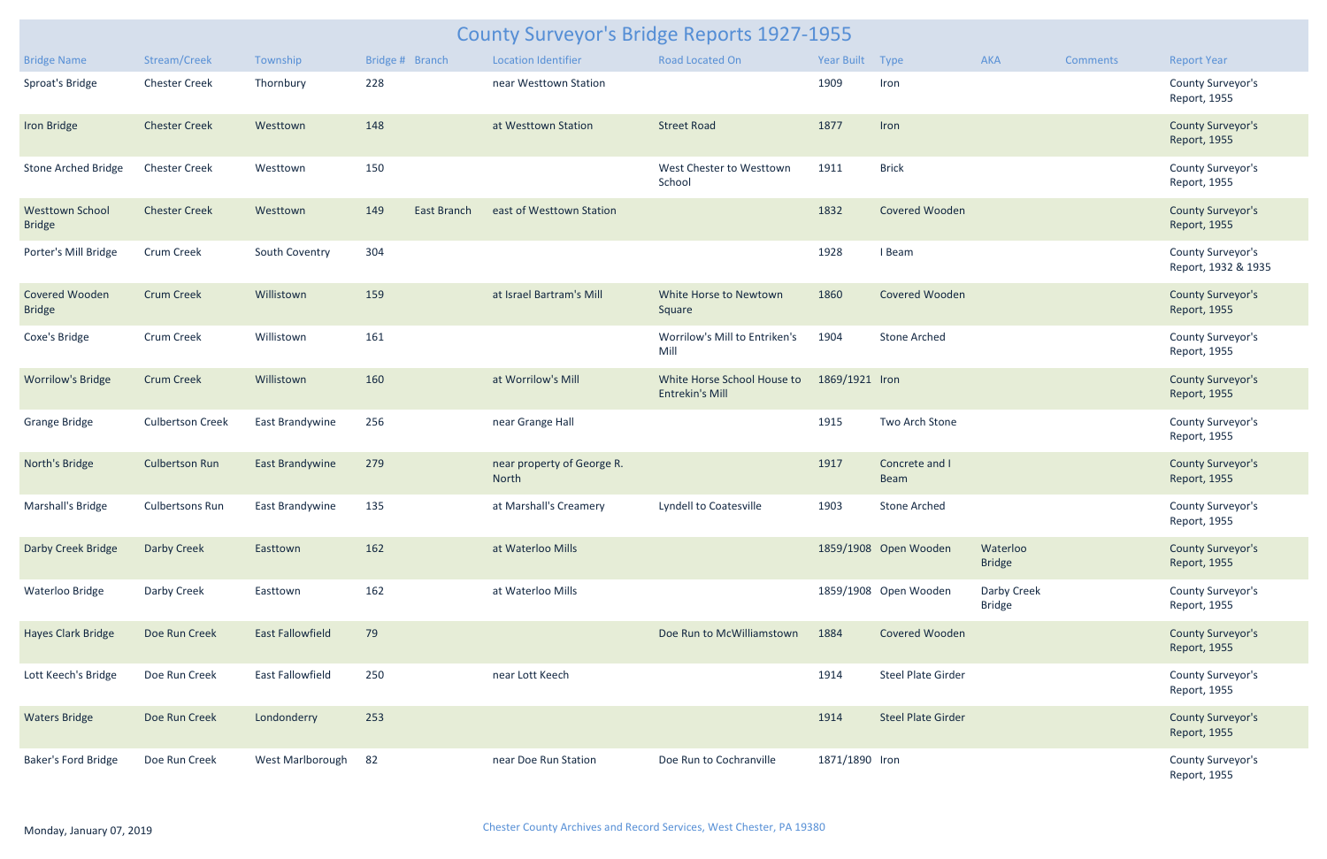# County Surveyor's Bridge Reports 1927-1955

| Bridge Name | Stream/Creek | Township | Bridge # | Branch | Location Identifier | Road Located On | Year Built | Type | AKA | Comments | Report Year |
|---|---|---|---|---|---|---|---|---|---|---|---|
| Sproat's Bridge | Chester Creek | Thornbury | 228 | | near Westtown Station | | 1909 | Iron | | | County Surveyor's Report, 1955 |
| Iron Bridge | Chester Creek | Westtown | 148 | | at Westtown Station | Street Road | 1877 | Iron | | | County Surveyor's Report, 1955 |
| Stone Arched Bridge | Chester Creek | Westtown | 150 | | | West Chester to Westtown School | 1911 | Brick | | | County Surveyor's Report, 1955 |
| Westtown School Bridge | Chester Creek | Westtown | 149 | East Branch | east of Westtown Station | | 1832 | Covered Wooden | | | County Surveyor's Report, 1955 |
| Porter's Mill Bridge | Crum Creek | South Coventry | 304 | | | | 1928 | I Beam | | | County Surveyor's Report, 1932 & 1935 |
| Covered Wooden Bridge | Crum Creek | Willistown | 159 | | at Israel Bartram's Mill | White Horse to Newtown Square | 1860 | Covered Wooden | | | County Surveyor's Report, 1955 |
| Coxe's Bridge | Crum Creek | Willistown | 161 | | | Worrilow's Mill to Entriken's Mill | 1904 | Stone Arched | | | County Surveyor's Report, 1955 |
| Worrilow's Bridge | Crum Creek | Willistown | 160 | | at Worrilow's Mill | White Horse School House to Entrekin's Mill | 1869/1921 | Iron | | | County Surveyor's Report, 1955 |
| Grange Bridge | Culbertson Creek | East Brandywine | 256 | | near Grange Hall | | 1915 | Two Arch Stone | | | County Surveyor's Report, 1955 |
| North's Bridge | Culbertson Run | East Brandywine | 279 | | near property of George R. North | | 1917 | Concrete and I Beam | | | County Surveyor's Report, 1955 |
| Marshall's Bridge | Culbertsons Run | East Brandywine | 135 | | at Marshall's Creamery | Lyndell to Coatesville | 1903 | Stone Arched | | | County Surveyor's Report, 1955 |
| Darby Creek Bridge | Darby Creek | Easttown | 162 | | at Waterloo Mills | | 1859/1908 | Open Wooden | Waterloo Bridge | | County Surveyor's Report, 1955 |
| Waterloo Bridge | Darby Creek | Easttown | 162 | | at Waterloo Mills | | 1859/1908 | Open Wooden | Darby Creek Bridge | | County Surveyor's Report, 1955 |
| Hayes Clark Bridge | Doe Run Creek | East Fallowfield | 79 | | | Doe Run to McWilliamstown | 1884 | Covered Wooden | | | County Surveyor's Report, 1955 |
| Lott Keech's Bridge | Doe Run Creek | East Fallowfield | 250 | | near Lott Keech | | 1914 | Steel Plate Girder | | | County Surveyor's Report, 1955 |
| Waters Bridge | Doe Run Creek | Londonderry | 253 | | | | 1914 | Steel Plate Girder | | | County Surveyor's Report, 1955 |
| Baker's Ford Bridge | Doe Run Creek | West Marlborough | 82 | | near Doe Run Station | Doe Run to Cochranville | 1871/1890 | Iron | | | County Surveyor's Report, 1955 |

Monday, January 07, 2019

Chester County Archives and Record Services, West Chester, PA 19380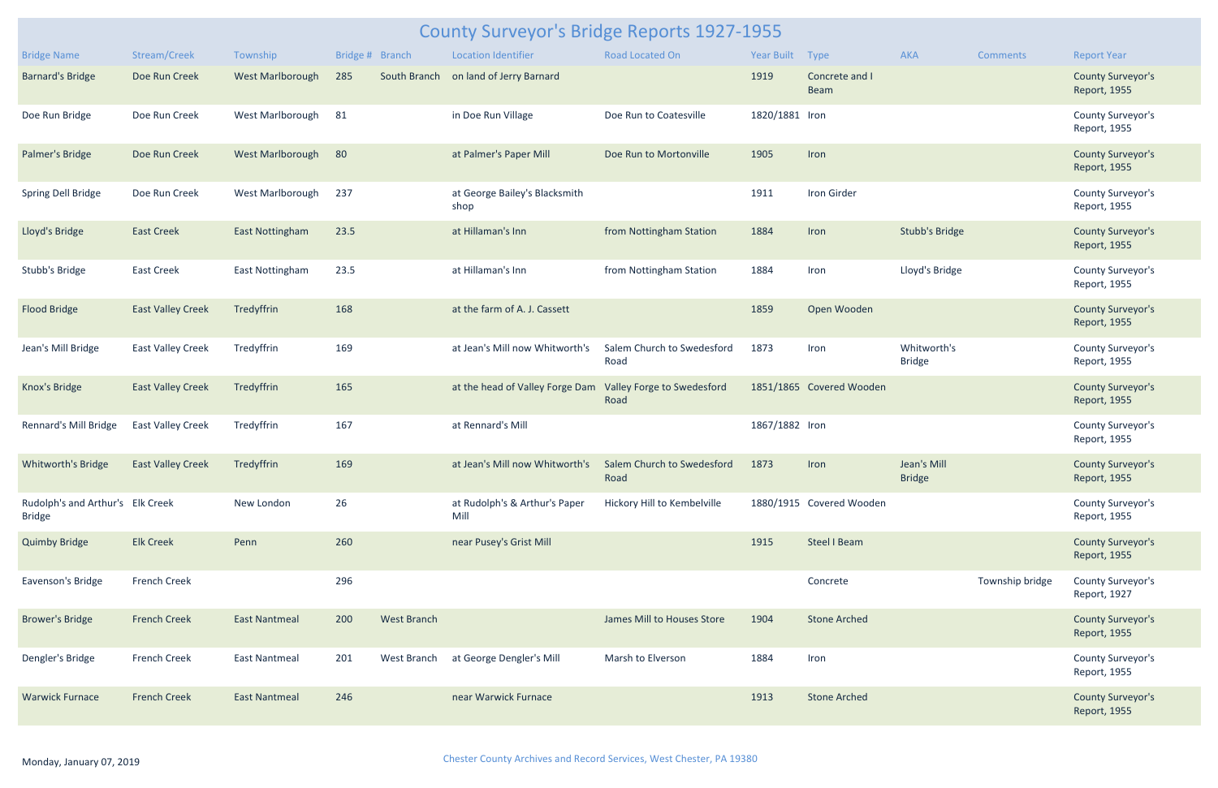# County Surveyor's Bridge Reports 1927-1955

| Bridge Name | Stream/Creek | Township | Bridge # | Branch | Location Identifier | Road Located On | Year Built | Type | AKA | Comments | Report Year |
|---|---|---|---|---|---|---|---|---|---|---|---|
| Barnard's Bridge | Doe Run Creek | West Marlborough | 285 | South Branch | on land of Jerry Barnard | | 1919 | Concrete and I Beam | | | County Surveyor's Report, 1955 |
| Doe Run Bridge | Doe Run Creek | West Marlborough | 81 | | in Doe Run Village | Doe Run to Coatesville | 1820/1881 | Iron | | | County Surveyor's Report, 1955 |
| Palmer's Bridge | Doe Run Creek | West Marlborough | 80 | | at Palmer's Paper Mill | Doe Run to Mortonville | 1905 | Iron | | | County Surveyor's Report, 1955 |
| Spring Dell Bridge | Doe Run Creek | West Marlborough | 237 | | at George Bailey's Blacksmith shop | | 1911 | Iron Girder | | | County Surveyor's Report, 1955 |
| Lloyd's Bridge | East Creek | East Nottingham | 23.5 | | at Hillaman's Inn | from Nottingham Station | 1884 | Iron | Stubb's Bridge | | County Surveyor's Report, 1955 |
| Stubb's Bridge | East Creek | East Nottingham | 23.5 | | at Hillaman's Inn | from Nottingham Station | 1884 | Iron | Lloyd's Bridge | | County Surveyor's Report, 1955 |
| Flood Bridge | East Valley Creek | Tredyffrin | 168 | | at the farm of A. J. Cassett | | 1859 | Open Wooden | | | County Surveyor's Report, 1955 |
| Jean's Mill Bridge | East Valley Creek | Tredyffrin | 169 | | at Jean's Mill now Whitworth's | Salem Church to Swedesford Road | 1873 | Iron | Whitworth's Bridge | | County Surveyor's Report, 1955 |
| Knox's Bridge | East Valley Creek | Tredyffrin | 165 | | at the head of Valley Forge Dam | Valley Forge to Swedesford Road | 1851/1865 | Covered Wooden | | | County Surveyor's Report, 1955 |
| Rennard's Mill Bridge | East Valley Creek | Tredyffrin | 167 | | at Rennard's Mill | | 1867/1882 | Iron | | | County Surveyor's Report, 1955 |
| Whitworth's Bridge | East Valley Creek | Tredyffrin | 169 | | at Jean's Mill now Whitworth's | Salem Church to Swedesford Road | 1873 | Iron | Jean's Mill Bridge | | County Surveyor's Report, 1955 |
| Rudolph's and Arthur's Bridge | Elk Creek | New London | 26 | | at Rudolph's & Arthur's Paper Mill | Hickory Hill to Kembelville | 1880/1915 | Covered Wooden | | | County Surveyor's Report, 1955 |
| Quimby Bridge | Elk Creek | Penn | 260 | | near Pusey's Grist Mill | | 1915 | Steel I Beam | | | County Surveyor's Report, 1955 |
| Eavenson's Bridge | French Creek | | 296 | | | | | Concrete | | Township bridge | County Surveyor's Report, 1927 |
| Brower's Bridge | French Creek | East Nantmeal | 200 | West Branch | | James Mill to Houses Store | 1904 | Stone Arched | | | County Surveyor's Report, 1955 |
| Dengler's Bridge | French Creek | East Nantmeal | 201 | West Branch | at George Dengler's Mill | Marsh to Elverson | 1884 | Iron | | | County Surveyor's Report, 1955 |
| Warwick Furnace | French Creek | East Nantmeal | 246 | | near Warwick Furnace | | 1913 | Stone Arched | | | County Surveyor's Report, 1955 |

Monday, January 07, 2019

Chester County Archives and Record Services, West Chester, PA 19380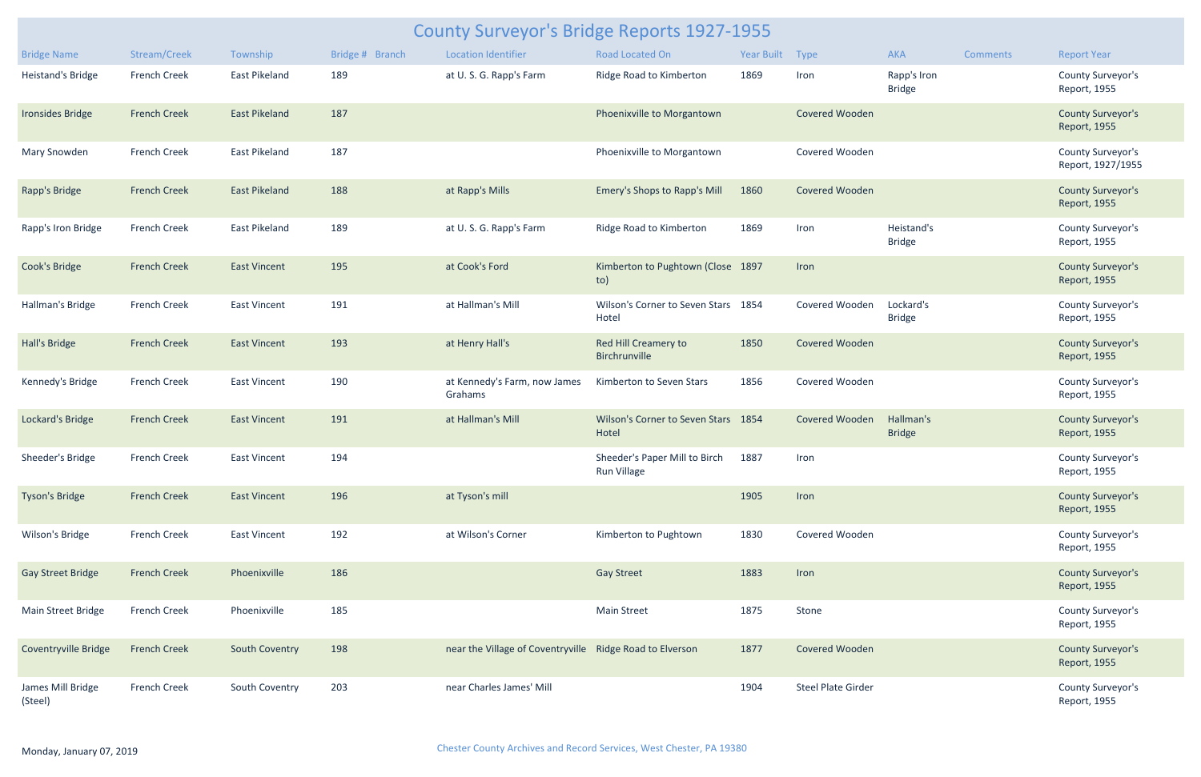# County Surveyor's Bridge Reports 1927-1955

| Bridge Name | Stream/Creek | Township | Bridge # | Branch | Location Identifier | Road Located On | Year Built | Type | AKA | Comments | Report Year |
|---|---|---|---|---|---|---|---|---|---|---|---|
| Heistand's Bridge | French Creek | East Pikeland | 189 | | at U. S. G. Rapp's Farm | Ridge Road to Kimberton | 1869 | Iron | Rapp's Iron Bridge | | County Surveyor's Report, 1955 |
| Ironsides Bridge | French Creek | East Pikeland | 187 | | | Phoenixville to Morgantown | | Covered Wooden | | | County Surveyor's Report, 1955 |
| Mary Snowden | French Creek | East Pikeland | 187 | | | Phoenixville to Morgantown | | Covered Wooden | | | County Surveyor's Report, 1927/1955 |
| Rapp's Bridge | French Creek | East Pikeland | 188 | | at Rapp's Mills | Emery's Shops to Rapp's Mill | 1860 | Covered Wooden | | | County Surveyor's Report, 1955 |
| Rapp's Iron Bridge | French Creek | East Pikeland | 189 | | at U. S. G. Rapp's Farm | Ridge Road to Kimberton | 1869 | Iron | Heistand's Bridge | | County Surveyor's Report, 1955 |
| Cook's Bridge | French Creek | East Vincent | 195 | | at Cook's Ford | Kimberton to Pughtown (Close to) | 1897 | Iron | | | County Surveyor's Report, 1955 |
| Hallman's Bridge | French Creek | East Vincent | 191 | | at Hallman's Mill | Wilson's Corner to Seven Stars Hotel | 1854 | Covered Wooden | Lockard's Bridge | | County Surveyor's Report, 1955 |
| Hall's Bridge | French Creek | East Vincent | 193 | | at Henry Hall's | Red Hill Creamery to Birchrunville | 1850 | Covered Wooden | | | County Surveyor's Report, 1955 |
| Kennedy's Bridge | French Creek | East Vincent | 190 | | at Kennedy's Farm, now James Grahams | Kimberton to Seven Stars | 1856 | Covered Wooden | | | County Surveyor's Report, 1955 |
| Lockard's Bridge | French Creek | East Vincent | 191 | | at Hallman's Mill | Wilson's Corner to Seven Stars Hotel | 1854 | Covered Wooden | Hallman's Bridge | | County Surveyor's Report, 1955 |
| Sheeder's Bridge | French Creek | East Vincent | 194 | | | Sheeder's Paper Mill to Birch Run Village | 1887 | Iron | | | County Surveyor's Report, 1955 |
| Tyson's Bridge | French Creek | East Vincent | 196 | | at Tyson's mill | | 1905 | Iron | | | County Surveyor's Report, 1955 |
| Wilson's Bridge | French Creek | East Vincent | 192 | | at Wilson's Corner | Kimberton to Pughtown | 1830 | Covered Wooden | | | County Surveyor's Report, 1955 |
| Gay Street Bridge | French Creek | Phoenixville | 186 | | | Gay Street | 1883 | Iron | | | County Surveyor's Report, 1955 |
| Main Street Bridge | French Creek | Phoenixville | 185 | | | Main Street | 1875 | Stone | | | County Surveyor's Report, 1955 |
| Coventryville Bridge | French Creek | South Coventry | 198 | | near the Village of Coventryville | Ridge Road to Elverson | 1877 | Covered Wooden | | | County Surveyor's Report, 1955 |
| James Mill Bridge (Steel) | French Creek | South Coventry | 203 | | near Charles James' Mill | | 1904 | Steel Plate Girder | | | County Surveyor's Report, 1955 |

Monday, January 07, 2019

Chester County Archives and Record Services, West Chester, PA 19380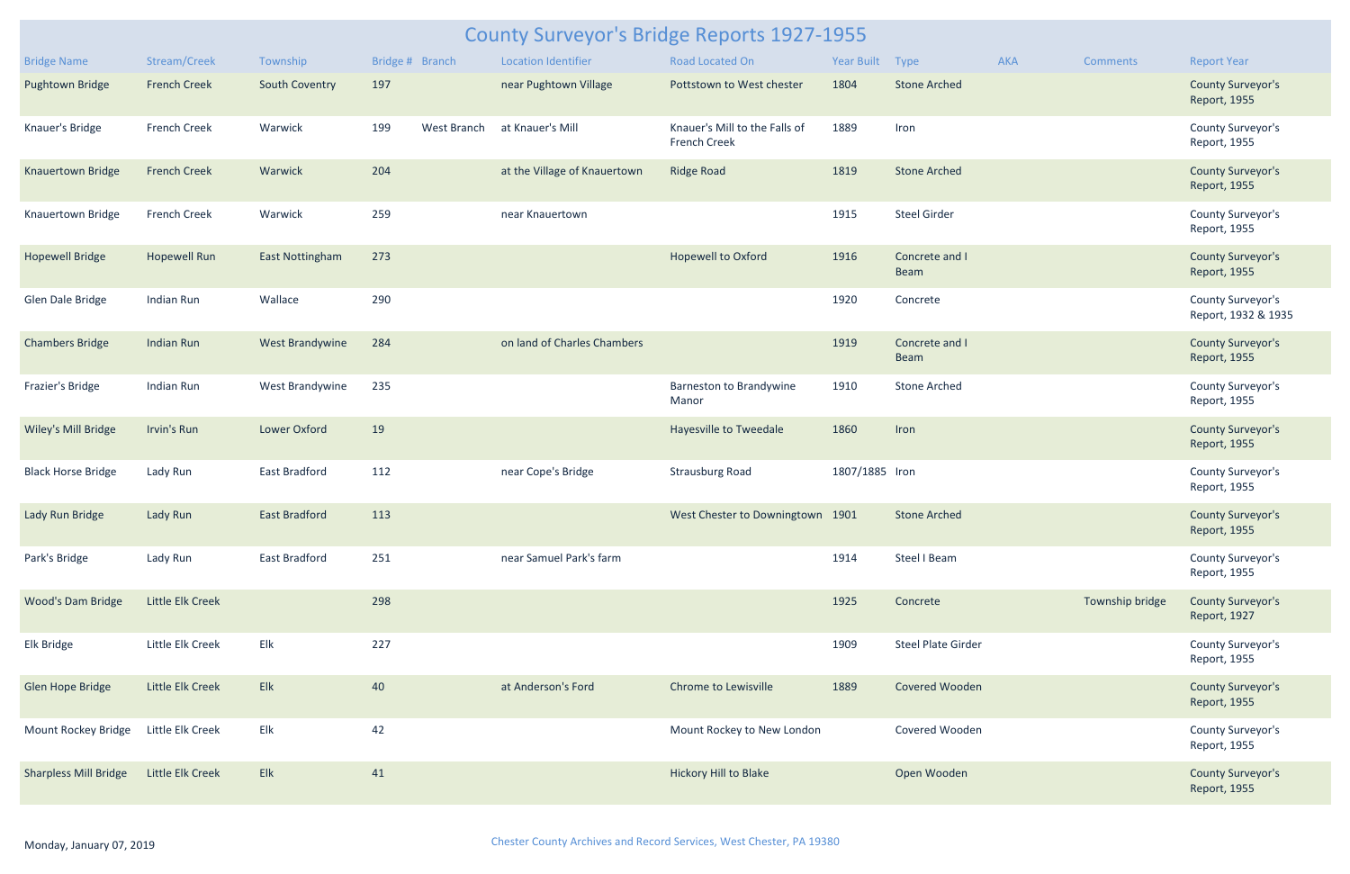# County Surveyor's Bridge Reports 1927-1955

| Bridge Name | Stream/Creek | Township | Bridge # | Branch | Location Identifier | Road Located On | Year Built | Type | AKA | Comments | Report Year |
|---|---|---|---|---|---|---|---|---|---|---|---|
| Pughtown Bridge | French Creek | South Coventry | 197 | | near Pughtown Village | Pottstown to West chester | 1804 | Stone Arched | | | County Surveyor's Report, 1955 |
| Knauer's Bridge | French Creek | Warwick | 199 | West Branch | at Knauer's Mill | Knauer's Mill to the Falls of French Creek | 1889 | Iron | | | County Surveyor's Report, 1955 |
| Knauertown Bridge | French Creek | Warwick | 204 | | at the Village of Knauertown | Ridge Road | 1819 | Stone Arched | | | County Surveyor's Report, 1955 |
| Knauertown Bridge | French Creek | Warwick | 259 | | near Knauertown | | 1915 | Steel Girder | | | County Surveyor's Report, 1955 |
| Hopewell Bridge | Hopewell Run | East Nottingham | 273 | | | Hopewell to Oxford | 1916 | Concrete and I Beam | | | County Surveyor's Report, 1955 |
| Glen Dale Bridge | Indian Run | Wallace | 290 | | | | 1920 | Concrete | | | County Surveyor's Report, 1932 & 1935 |
| Chambers Bridge | Indian Run | West Brandywine | 284 | | on land of Charles Chambers | | 1919 | Concrete and I Beam | | | County Surveyor's Report, 1955 |
| Frazier's Bridge | Indian Run | West Brandywine | 235 | | | Barneston to Brandywine Manor | 1910 | Stone Arched | | | County Surveyor's Report, 1955 |
| Wiley's Mill Bridge | Irvin's Run | Lower Oxford | 19 | | | Hayesville to Tweedale | 1860 | Iron | | | County Surveyor's Report, 1955 |
| Black Horse Bridge | Lady Run | East Bradford | 112 | | near Cope's Bridge | Strausburg Road | 1807/1885 | Iron | | | County Surveyor's Report, 1955 |
| Lady Run Bridge | Lady Run | East Bradford | 113 | | | West Chester to Downingtown | 1901 | Stone Arched | | | County Surveyor's Report, 1955 |
| Park's Bridge | Lady Run | East Bradford | 251 | | near Samuel Park's farm | | 1914 | Steel I Beam | | | County Surveyor's Report, 1955 |
| Wood's Dam Bridge | Little Elk Creek | | 298 | | | | 1925 | Concrete | | Township bridge | County Surveyor's Report, 1927 |
| Elk Bridge | Little Elk Creek | Elk | 227 | | | | 1909 | Steel Plate Girder | | | County Surveyor's Report, 1955 |
| Glen Hope Bridge | Little Elk Creek | Elk | 40 | | at Anderson's Ford | Chrome to Lewisville | 1889 | Covered Wooden | | | County Surveyor's Report, 1955 |
| Mount Rockey Bridge | Little Elk Creek | Elk | 42 | | | Mount Rockey to New London | | Covered Wooden | | | County Surveyor's Report, 1955 |
| Sharpless Mill Bridge | Little Elk Creek | Elk | 41 | | | Hickory Hill to Blake | | Open Wooden | | | County Surveyor's Report, 1955 |

Monday, January 07, 2019

Chester County Archives and Record Services, West Chester, PA 19380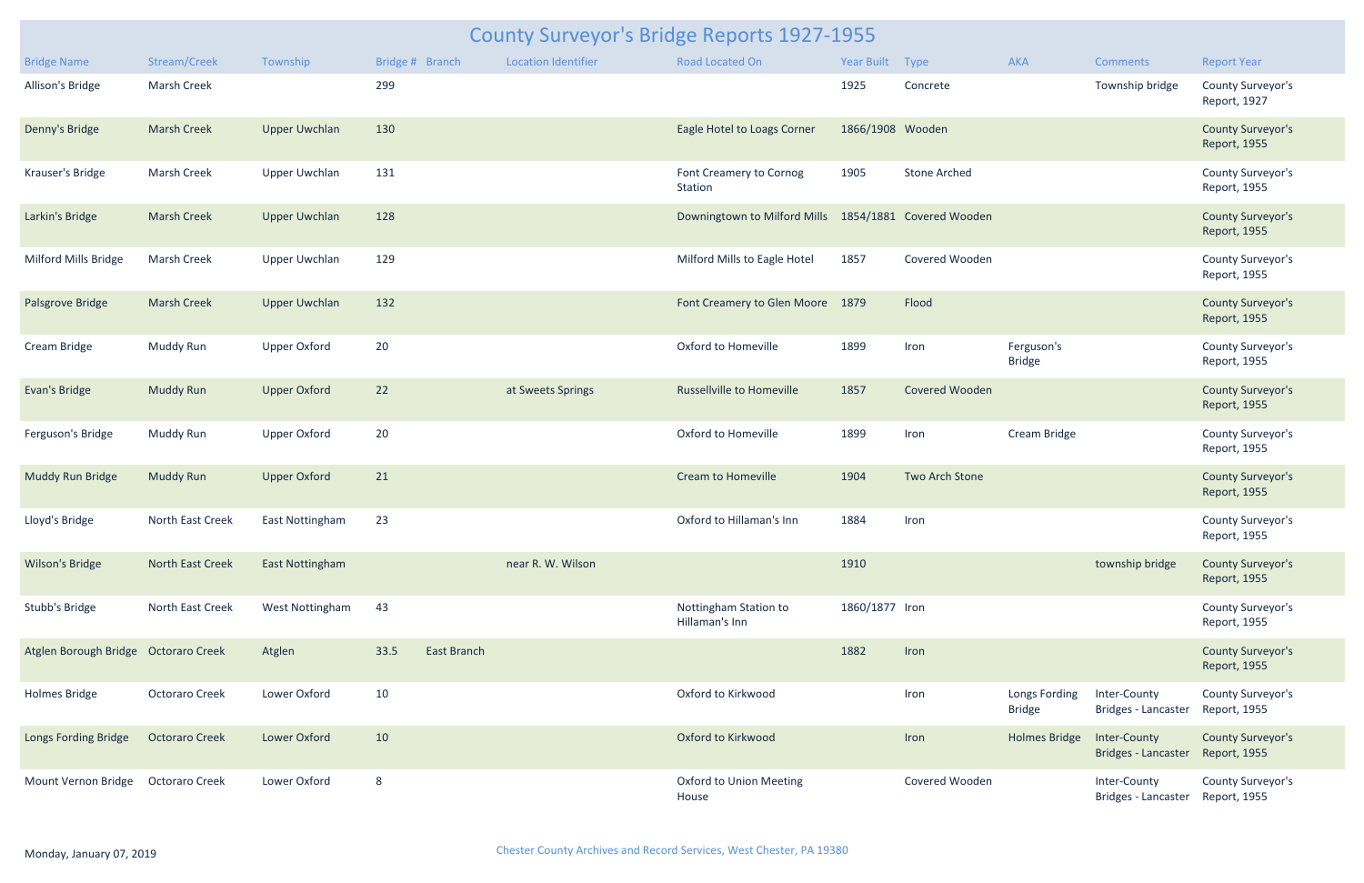# County Surveyor's Bridge Reports 1927-1955

| Bridge Name | Stream/Creek | Township | Bridge # | Branch | Location Identifier | Road Located On | Year Built | Type | AKA | Comments | Report Year |
|---|---|---|---|---|---|---|---|---|---|---|---|
| Allison's Bridge | Marsh Creek | | 299 | | | | 1925 | Concrete | | Township bridge | County Surveyor's Report, 1927 |
| Denny's Bridge | Marsh Creek | Upper Uwchlan | 130 | | | Eagle Hotel to Loags Corner | 1866/1908 | Wooden | | | County Surveyor's Report, 1955 |
| Krauser's Bridge | Marsh Creek | Upper Uwchlan | 131 | | | Font Creamery to Cornog Station | 1905 | Stone Arched | | | County Surveyor's Report, 1955 |
| Larkin's Bridge | Marsh Creek | Upper Uwchlan | 128 | | | Downingtown to Milford Mills | 1854/1881 | Covered Wooden | | | County Surveyor's Report, 1955 |
| Milford Mills Bridge | Marsh Creek | Upper Uwchlan | 129 | | | Milford Mills to Eagle Hotel | 1857 | Covered Wooden | | | County Surveyor's Report, 1955 |
| Palsgrove Bridge | Marsh Creek | Upper Uwchlan | 132 | | | Font Creamery to Glen Moore | 1879 | Flood | | | County Surveyor's Report, 1955 |
| Cream Bridge | Muddy Run | Upper Oxford | 20 | | | Oxford to Homeville | 1899 | Iron | Ferguson's Bridge | | County Surveyor's Report, 1955 |
| Evan's Bridge | Muddy Run | Upper Oxford | 22 | | at Sweets Springs | Russellville to Homeville | 1857 | Covered Wooden | | | County Surveyor's Report, 1955 |
| Ferguson's Bridge | Muddy Run | Upper Oxford | 20 | | | Oxford to Homeville | 1899 | Iron | Cream Bridge | | County Surveyor's Report, 1955 |
| Muddy Run Bridge | Muddy Run | Upper Oxford | 21 | | | Cream to Homeville | 1904 | Two Arch Stone | | | County Surveyor's Report, 1955 |
| Lloyd's Bridge | North East Creek | East Nottingham | 23 | | | Oxford to Hillaman's Inn | 1884 | Iron | | | County Surveyor's Report, 1955 |
| Wilson's Bridge | North East Creek | East Nottingham | | | near R. W. Wilson | | 1910 | | | township bridge | County Surveyor's Report, 1955 |
| Stubb's Bridge | North East Creek | West Nottingham | 43 | | | Nottingham Station to Hillaman's Inn | 1860/1877 | Iron | | | County Surveyor's Report, 1955 |
| Atglen Borough Bridge | Octoraro Creek | Atglen | 33.5 | East Branch | | | 1882 | Iron | | | County Surveyor's Report, 1955 |
| Holmes Bridge | Octoraro Creek | Lower Oxford | 10 | | | Oxford to Kirkwood | | Iron | Longs Fording Bridge | Inter-County Bridges - Lancaster | County Surveyor's Report, 1955 |
| Longs Fording Bridge | Octoraro Creek | Lower Oxford | 10 | | | Oxford to Kirkwood | | Iron | Holmes Bridge | Inter-County Bridges - Lancaster | County Surveyor's Report, 1955 |
| Mount Vernon Bridge | Octoraro Creek | Lower Oxford | 8 | | | Oxford to Union Meeting House | | Covered Wooden | | Inter-County Bridges - Lancaster | County Surveyor's Report, 1955 |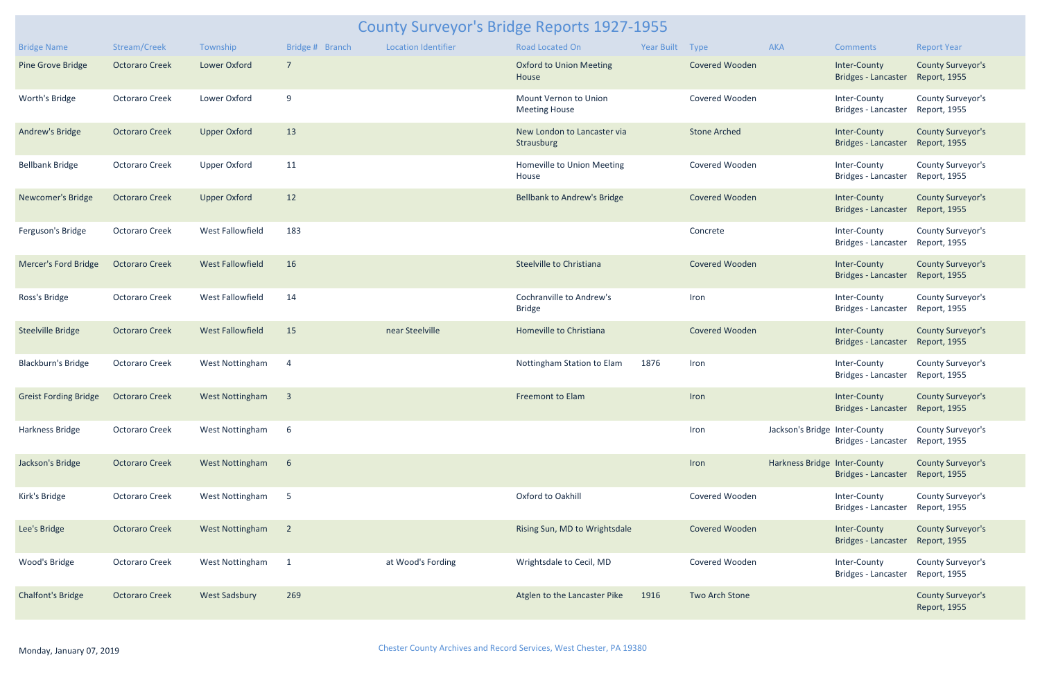# County Surveyor's Bridge Reports 1927-1955

| Bridge Name | Stream/Creek | Township | Bridge # | Branch | Location Identifier | Road Located On | Year Built | Type | AKA | Comments | Report Year |
|---|---|---|---|---|---|---|---|---|---|---|---|
| Pine Grove Bridge | Octoraro Creek | Lower Oxford | 7 | | | Oxford to Union Meeting House | | Covered Wooden | | Inter-County Bridges - Lancaster | County Surveyor's Report, 1955 |
| Worth's Bridge | Octoraro Creek | Lower Oxford | 9 | | | Mount Vernon to Union Meeting House | | Covered Wooden | | Inter-County Bridges - Lancaster | County Surveyor's Report, 1955 |
| Andrew's Bridge | Octoraro Creek | Upper Oxford | 13 | | | New London to Lancaster via Strausburg | | Stone Arched | | Inter-County Bridges - Lancaster | County Surveyor's Report, 1955 |
| Bellbank Bridge | Octoraro Creek | Upper Oxford | 11 | | | Homeville to Union Meeting House | | Covered Wooden | | Inter-County Bridges - Lancaster | County Surveyor's Report, 1955 |
| Newcomer's Bridge | Octoraro Creek | Upper Oxford | 12 | | | Bellbank to Andrew's Bridge | | Covered Wooden | | Inter-County Bridges - Lancaster | County Surveyor's Report, 1955 |
| Ferguson's Bridge | Octoraro Creek | West Fallowfield | 183 | | | | | Concrete | | Inter-County Bridges - Lancaster | County Surveyor's Report, 1955 |
| Mercer's Ford Bridge | Octoraro Creek | West Fallowfield | 16 | | | Steelville to Christiana | | Covered Wooden | | Inter-County Bridges - Lancaster | County Surveyor's Report, 1955 |
| Ross's Bridge | Octoraro Creek | West Fallowfield | 14 | | | Cochranville to Andrew's Bridge | | Iron | | Inter-County Bridges - Lancaster | County Surveyor's Report, 1955 |
| Steelville Bridge | Octoraro Creek | West Fallowfield | 15 | | near Steelville | Homeville to Christiana | | Covered Wooden | | Inter-County Bridges - Lancaster | County Surveyor's Report, 1955 |
| Blackburn's Bridge | Octoraro Creek | West Nottingham | 4 | | | Nottingham Station to Elam | 1876 | Iron | | Inter-County Bridges - Lancaster | County Surveyor's Report, 1955 |
| Greist Fording Bridge | Octoraro Creek | West Nottingham | 3 | | | Freemont to Elam | | Iron | | Inter-County Bridges - Lancaster | County Surveyor's Report, 1955 |
| Harkness Bridge | Octoraro Creek | West Nottingham | 6 | | | | | Iron | Jackson's Bridge | Inter-County Bridges - Lancaster | County Surveyor's Report, 1955 |
| Jackson's Bridge | Octoraro Creek | West Nottingham | 6 | | | | | Iron | Harkness Bridge | Inter-County Bridges - Lancaster | County Surveyor's Report, 1955 |
| Kirk's Bridge | Octoraro Creek | West Nottingham | 5 | | | Oxford to Oakhill | | Covered Wooden | | Inter-County Bridges - Lancaster | County Surveyor's Report, 1955 |
| Lee's Bridge | Octoraro Creek | West Nottingham | 2 | | | Rising Sun, MD to Wrightsdale | | Covered Wooden | | Inter-County Bridges - Lancaster | County Surveyor's Report, 1955 |
| Wood's Bridge | Octoraro Creek | West Nottingham | 1 | | at Wood's Fording | Wrightsdale to Cecil, MD | | Covered Wooden | | Inter-County Bridges - Lancaster | County Surveyor's Report, 1955 |
| Chalfont's Bridge | Octoraro Creek | West Sadsbury | 269 | | | Atglen to the Lancaster Pike | 1916 | Two Arch Stone | | | County Surveyor's Report, 1955 |

Monday, January 07, 2019

Chester County Archives and Record Services, West Chester, PA 19380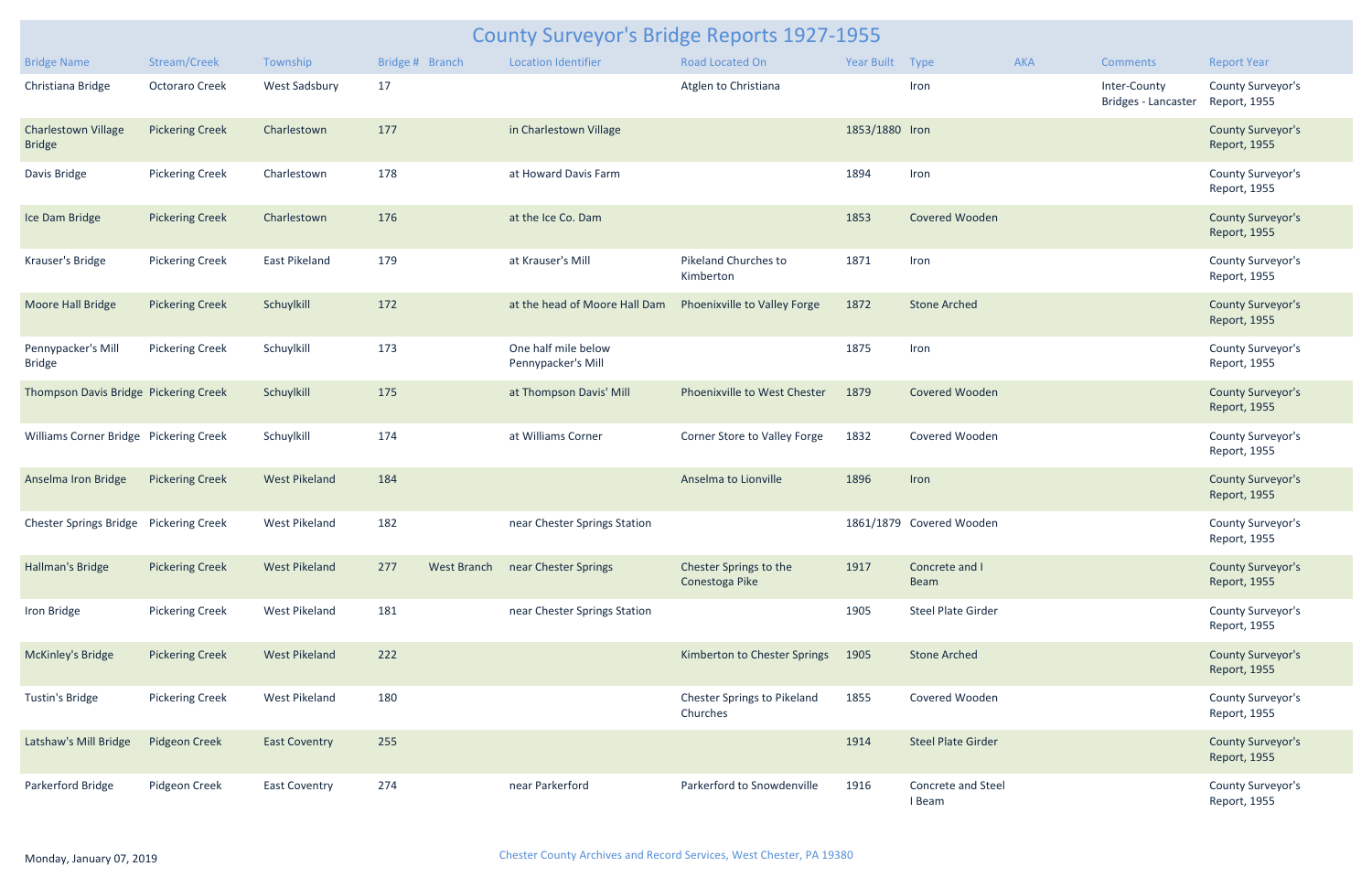# County Surveyor's Bridge Reports 1927-1955

| Bridge Name | Stream/Creek | Township | Bridge # | Branch | Location Identifier | Road Located On | Year Built | Type | AKA | Comments | Report Year |
|---|---|---|---|---|---|---|---|---|---|---|---|
| Christiana Bridge | Octoraro Creek | West Sadsbury | 17 | | | Atglen to Christiana | | Iron | | Inter-County Bridges - Lancaster | County Surveyor's Report, 1955 |
| Charlestown Village Bridge | Pickering Creek | Charlestown | 177 | | in Charlestown Village | | 1853/1880 | Iron | | | County Surveyor's Report, 1955 |
| Davis Bridge | Pickering Creek | Charlestown | 178 | | at Howard Davis Farm | | 1894 | Iron | | | County Surveyor's Report, 1955 |
| Ice Dam Bridge | Pickering Creek | Charlestown | 176 | | at the Ice Co. Dam | | 1853 | Covered Wooden | | | County Surveyor's Report, 1955 |
| Krauser's Bridge | Pickering Creek | East Pikeland | 179 | | at Krauser's Mill | Pikeland Churches to Kimberton | 1871 | Iron | | | County Surveyor's Report, 1955 |
| Moore Hall Bridge | Pickering Creek | Schuylkill | 172 | | at the head of Moore Hall Dam | Phoenixville to Valley Forge | 1872 | Stone Arched | | | County Surveyor's Report, 1955 |
| Pennypacker's Mill Bridge | Pickering Creek | Schuylkill | 173 | | One half mile below Pennypacker's Mill | | 1875 | Iron | | | County Surveyor's Report, 1955 |
| Thompson Davis Bridge | Pickering Creek | Schuylkill | 175 | | at Thompson Davis' Mill | Phoenixville to West Chester | 1879 | Covered Wooden | | | County Surveyor's Report, 1955 |
| Williams Corner Bridge | Pickering Creek | Schuylkill | 174 | | at Williams Corner | Corner Store to Valley Forge | 1832 | Covered Wooden | | | County Surveyor's Report, 1955 |
| Anselma Iron Bridge | Pickering Creek | West Pikeland | 184 | | | Anselma to Lionville | 1896 | Iron | | | County Surveyor's Report, 1955 |
| Chester Springs Bridge | Pickering Creek | West Pikeland | 182 | | near Chester Springs Station | | 1861/1879 | Covered Wooden | | | County Surveyor's Report, 1955 |
| Hallman's Bridge | Pickering Creek | West Pikeland | 277 | West Branch | near Chester Springs | Chester Springs to the Conestoga Pike | 1917 | Concrete and I Beam | | | County Surveyor's Report, 1955 |
| Iron Bridge | Pickering Creek | West Pikeland | 181 | | near Chester Springs Station | | 1905 | Steel Plate Girder | | | County Surveyor's Report, 1955 |
| McKinley's Bridge | Pickering Creek | West Pikeland | 222 | | | Kimberton to Chester Springs | 1905 | Stone Arched | | | County Surveyor's Report, 1955 |
| Tustin's Bridge | Pickering Creek | West Pikeland | 180 | | | Chester Springs to Pikeland Churches | 1855 | Covered Wooden | | | County Surveyor's Report, 1955 |
| Latshaw's Mill Bridge | Pidgeon Creek | East Coventry | 255 | | | | 1914 | Steel Plate Girder | | | County Surveyor's Report, 1955 |
| Parkerford Bridge | Pidgeon Creek | East Coventry | 274 | | near Parkerford | Parkerford to Snowdenville | 1916 | Concrete and Steel I Beam | | | County Surveyor's Report, 1955 |

Monday, January 07, 2019

Chester County Archives and Record Services, West Chester, PA 19380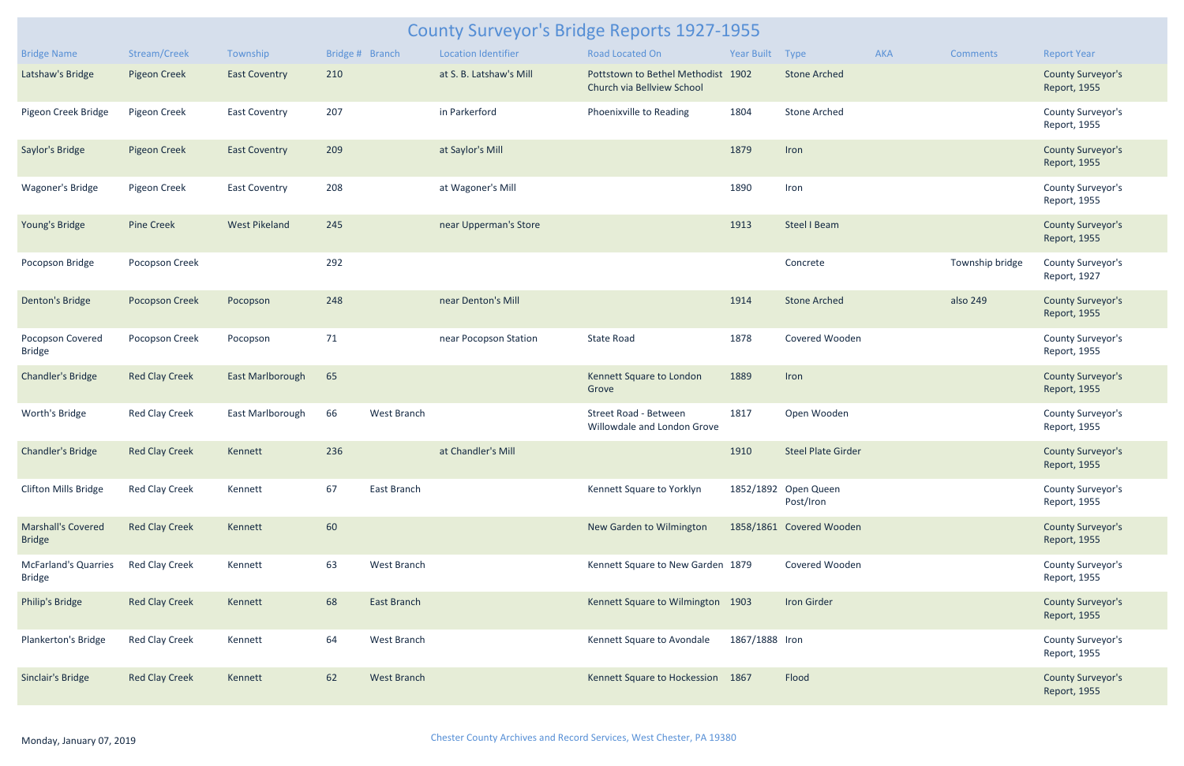# County Surveyor's Bridge Reports 1927-1955

| Bridge Name | Stream/Creek | Township | Bridge # | Branch | Location Identifier | Road Located On | Year Built | Type | AKA | Comments | Report Year |
|---|---|---|---|---|---|---|---|---|---|---|---|
| Latshaw's Bridge | Pigeon Creek | East Coventry | 210 | | at S. B. Latshaw's Mill | Pottstown to Bethel Methodist Church via Bellview School | 1902 | Stone Arched | | | County Surveyor's Report, 1955 |
| Pigeon Creek Bridge | Pigeon Creek | East Coventry | 207 | | in Parkerford | Phoenixville to Reading | 1804 | Stone Arched | | | County Surveyor's Report, 1955 |
| Saylor's Bridge | Pigeon Creek | East Coventry | 209 | | at Saylor's Mill | | 1879 | Iron | | | County Surveyor's Report, 1955 |
| Wagoner's Bridge | Pigeon Creek | East Coventry | 208 | | at Wagoner's Mill | | 1890 | Iron | | | County Surveyor's Report, 1955 |
| Young's Bridge | Pine Creek | West Pikeland | 245 | | near Upperman's Store | | 1913 | Steel I Beam | | | County Surveyor's Report, 1955 |
| Pocopson Bridge | Pocopson Creek | | 292 | | | | | Concrete | | Township bridge | County Surveyor's Report, 1927 |
| Denton's Bridge | Pocopson Creek | Pocopson | 248 | | near Denton's Mill | | 1914 | Stone Arched | | also 249 | County Surveyor's Report, 1955 |
| Pocopson Covered Bridge | Pocopson Creek | Pocopson | 71 | | near Pocopson Station | State Road | 1878 | Covered Wooden | | | County Surveyor's Report, 1955 |
| Chandler's Bridge | Red Clay Creek | East Marlborough | 65 | | | Kennett Square to London Grove | 1889 | Iron | | | County Surveyor's Report, 1955 |
| Worth's Bridge | Red Clay Creek | East Marlborough | 66 | West Branch | | Street Road - Between Willowdale and London Grove | 1817 | Open Wooden | | | County Surveyor's Report, 1955 |
| Chandler's Bridge | Red Clay Creek | Kennett | 236 | | at Chandler's Mill | | 1910 | Steel Plate Girder | | | County Surveyor's Report, 1955 |
| Clifton Mills Bridge | Red Clay Creek | Kennett | 67 | East Branch | | Kennett Square to Yorklyn | 1852/1892 | Open Queen Post/Iron | | | County Surveyor's Report, 1955 |
| Marshall's Covered Bridge | Red Clay Creek | Kennett | 60 | | | New Garden to Wilmington | 1858/1861 | Covered Wooden | | | County Surveyor's Report, 1955 |
| McFarland's Quarries Bridge | Red Clay Creek | Kennett | 63 | West Branch | | Kennett Square to New Garden | 1879 | Covered Wooden | | | County Surveyor's Report, 1955 |
| Philip's Bridge | Red Clay Creek | Kennett | 68 | East Branch | | Kennett Square to Wilmington | 1903 | Iron Girder | | | County Surveyor's Report, 1955 |
| Plankerton's Bridge | Red Clay Creek | Kennett | 64 | West Branch | | Kennett Square to Avondale | 1867/1888 | Iron | | | County Surveyor's Report, 1955 |
| Sinclair's Bridge | Red Clay Creek | Kennett | 62 | West Branch | | Kennett Square to Hockession | 1867 | Flood | | | County Surveyor's Report, 1955 |

Monday, January 07, 2019

Chester County Archives and Record Services, West Chester, PA 19380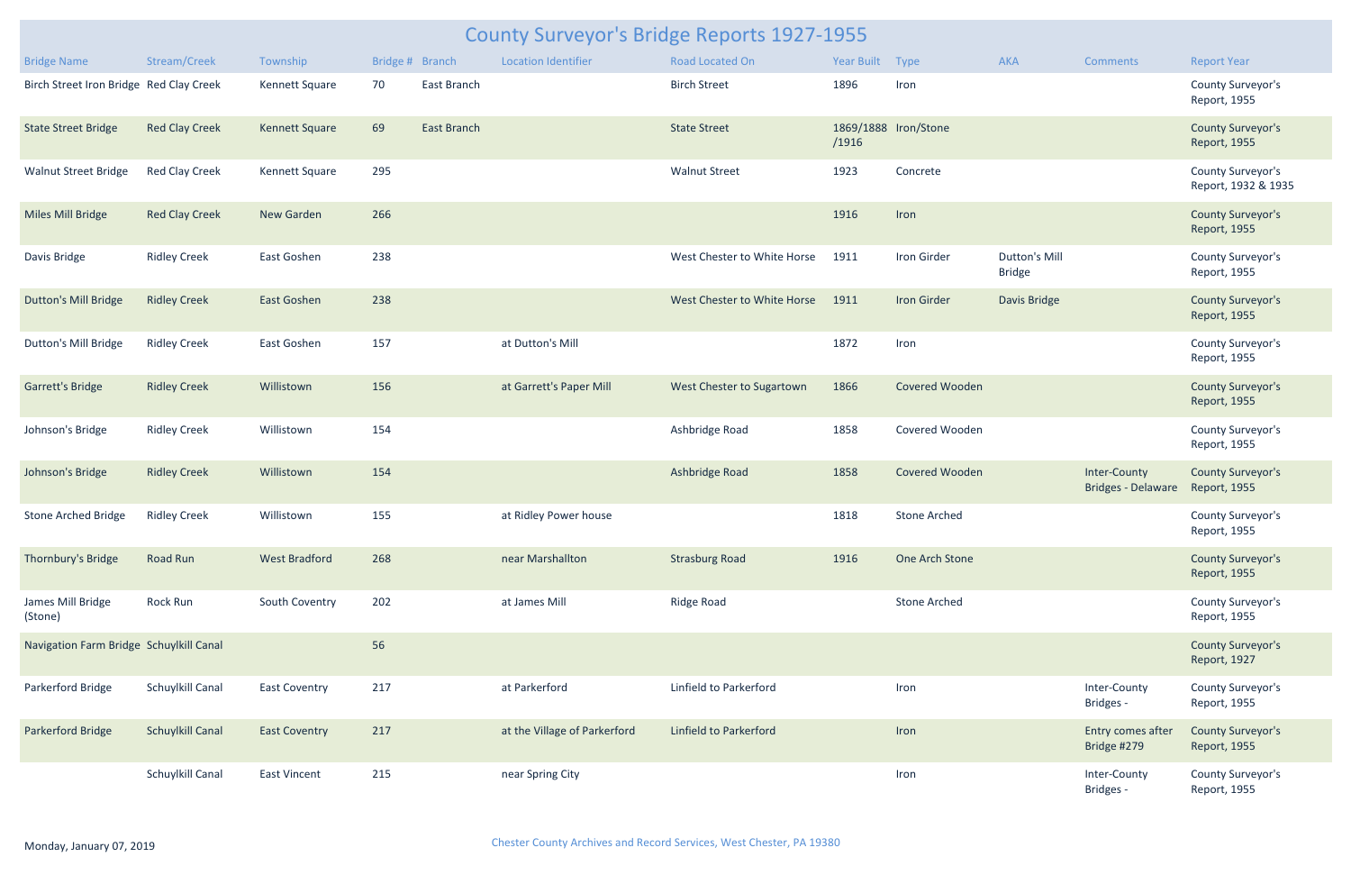# County Surveyor's Bridge Reports 1927-1955

| Bridge Name | Stream/Creek | Township | Bridge # | Branch | Location Identifier | Road Located On | Year Built | Type | AKA | Comments | Report Year |
|---|---|---|---|---|---|---|---|---|---|---|---|
| Birch Street Iron Bridge | Red Clay Creek | Kennett Square | 70 | East Branch | | Birch Street | 1896 | Iron | | | County Surveyor's Report, 1955 |
| State Street Bridge | Red Clay Creek | Kennett Square | 69 | East Branch | | State Street | 1869/1888 /1916 | Iron/Stone | | | County Surveyor's Report, 1955 |
| Walnut Street Bridge | Red Clay Creek | Kennett Square | 295 | | | Walnut Street | 1923 | Concrete | | | County Surveyor's Report, 1932 & 1935 |
| Miles Mill Bridge | Red Clay Creek | New Garden | 266 | | | | 1916 | Iron | | | County Surveyor's Report, 1955 |
| Davis Bridge | Ridley Creek | East Goshen | 238 | | | West Chester to White Horse | 1911 | Iron Girder | Dutton's Mill Bridge | | County Surveyor's Report, 1955 |
| Dutton's Mill Bridge | Ridley Creek | East Goshen | 238 | | | West Chester to White Horse | 1911 | Iron Girder | Davis Bridge | | County Surveyor's Report, 1955 |
| Dutton's Mill Bridge | Ridley Creek | East Goshen | 157 | | at Dutton's Mill | | 1872 | Iron | | | County Surveyor's Report, 1955 |
| Garrett's Bridge | Ridley Creek | Willistown | 156 | | at Garrett's Paper Mill | West Chester to Sugartown | 1866 | Covered Wooden | | | County Surveyor's Report, 1955 |
| Johnson's Bridge | Ridley Creek | Willistown | 154 | | | Ashbridge Road | 1858 | Covered Wooden | | | County Surveyor's Report, 1955 |
| Johnson's Bridge | Ridley Creek | Willistown | 154 | | | Ashbridge Road | 1858 | Covered Wooden | | Inter-County Bridges - Delaware | County Surveyor's Report, 1955 |
| Stone Arched Bridge | Ridley Creek | Willistown | 155 | | at Ridley Power house | | 1818 | Stone Arched | | | County Surveyor's Report, 1955 |
| Thornbury's Bridge | Road Run | West Bradford | 268 | | near Marshallton | Strasburg Road | 1916 | One Arch Stone | | | County Surveyor's Report, 1955 |
| James Mill Bridge (Stone) | Rock Run | South Coventry | 202 | | at James Mill | Ridge Road | | Stone Arched | | | County Surveyor's Report, 1955 |
| Navigation Farm Bridge | Schuylkill Canal | | 56 | | | | | | | | County Surveyor's Report, 1927 |
| Parkerford Bridge | Schuylkill Canal | East Coventry | 217 | | at Parkerford | Linfield to Parkerford | | Iron | | Inter-County Bridges - | County Surveyor's Report, 1955 |
| Parkerford Bridge | Schuylkill Canal | East Coventry | 217 | | at the Village of Parkerford | Linfield to Parkerford | | Iron | | Entry comes after Bridge #279 | County Surveyor's Report, 1955 |
| | Schuylkill Canal | East Vincent | 215 | | near Spring City | | | Iron | | Inter-County Bridges - | County Surveyor's Report, 1955 |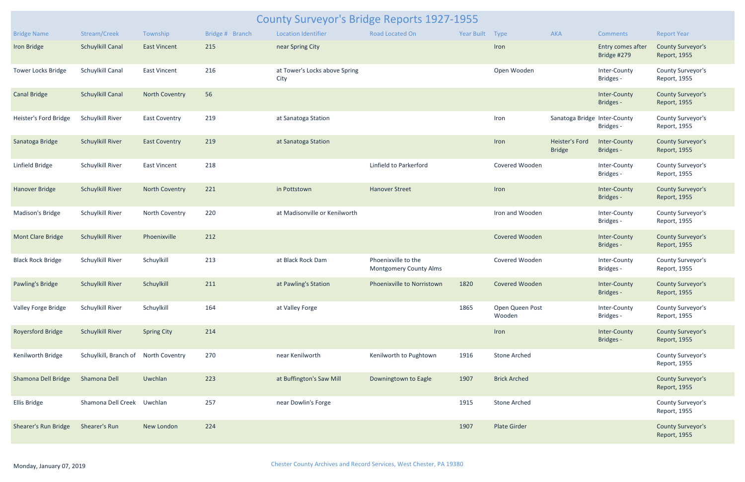# County Surveyor's Bridge Reports 1927-1955

| Bridge Name | Stream/Creek | Township | Bridge # | Branch | Location Identifier | Road Located On | Year Built | Type | AKA | Comments | Report Year |
|---|---|---|---|---|---|---|---|---|---|---|---|
| Iron Bridge | Schuylkill Canal | East Vincent | 215 | | near Spring City | | | Iron | | Entry comes after Bridge #279 | County Surveyor's Report, 1955 |
| Tower Locks Bridge | Schuylkill Canal | East Vincent | 216 | | at Tower's Locks above Spring City | | | Open Wooden | | Inter-County Bridges - | County Surveyor's Report, 1955 |
| Canal Bridge | Schuylkill Canal | North Coventry | 56 | | | | | | | Inter-County Bridges - | County Surveyor's Report, 1955 |
| Heister's Ford Bridge | Schuylkill River | East Coventry | 219 | | at Sanatoga Station | | | Iron | Sanatoga Bridge | Inter-County Bridges - | County Surveyor's Report, 1955 |
| Sanatoga Bridge | Schuylkill River | East Coventry | 219 | | at Sanatoga Station | | | Iron | Heister's Ford Bridge | Inter-County Bridges - | County Surveyor's Report, 1955 |
| Linfield Bridge | Schuylkill River | East Vincent | 218 | | | Linfield to Parkerford | | Covered Wooden | | Inter-County Bridges - | County Surveyor's Report, 1955 |
| Hanover Bridge | Schuylkill River | North Coventry | 221 | | in Pottstown | Hanover Street | | Iron | | Inter-County Bridges - | County Surveyor's Report, 1955 |
| Madison's Bridge | Schuylkill River | North Coventry | 220 | | at Madisonville or Kenilworth | | | Iron and Wooden | | Inter-County Bridges - | County Surveyor's Report, 1955 |
| Mont Clare Bridge | Schuylkill River | Phoenixville | 212 | | | | | Covered Wooden | | Inter-County Bridges - | County Surveyor's Report, 1955 |
| Black Rock Bridge | Schuylkill River | Schuylkill | 213 | | at Black Rock Dam | Phoenixville to the Montgomery County Alms | | Covered Wooden | | Inter-County Bridges - | County Surveyor's Report, 1955 |
| Pawling's Bridge | Schuylkill River | Schuylkill | 211 | | at Pawling's Station | Phoenixville to Norristown | 1820 | Covered Wooden | | Inter-County Bridges - | County Surveyor's Report, 1955 |
| Valley Forge Bridge | Schuylkill River | Schuylkill | 164 | | at Valley Forge | | 1865 | Open Queen Post Wooden | | Inter-County Bridges - | County Surveyor's Report, 1955 |
| Royersford Bridge | Schuylkill River | Spring City | 214 | | | | | Iron | | Inter-County Bridges - | County Surveyor's Report, 1955 |
| Kenilworth Bridge | Schuylkill, Branch of | North Coventry | 270 | | near Kenilworth | Kenilworth to Pughtown | 1916 | Stone Arched | | | County Surveyor's Report, 1955 |
| Shamona Dell Bridge | Shamona Dell | Uwchlan | 223 | | at Buffington's Saw Mill | Downingtown to Eagle | 1907 | Brick Arched | | | County Surveyor's Report, 1955 |
| Ellis Bridge | Shamona Dell Creek | Uwchlan | 257 | | near Dowlin's Forge | | 1915 | Stone Arched | | | County Surveyor's Report, 1955 |
| Shearer's Run Bridge | Shearer's Run | New London | 224 | | | | 1907 | Plate Girder | | | County Surveyor's Report, 1955 |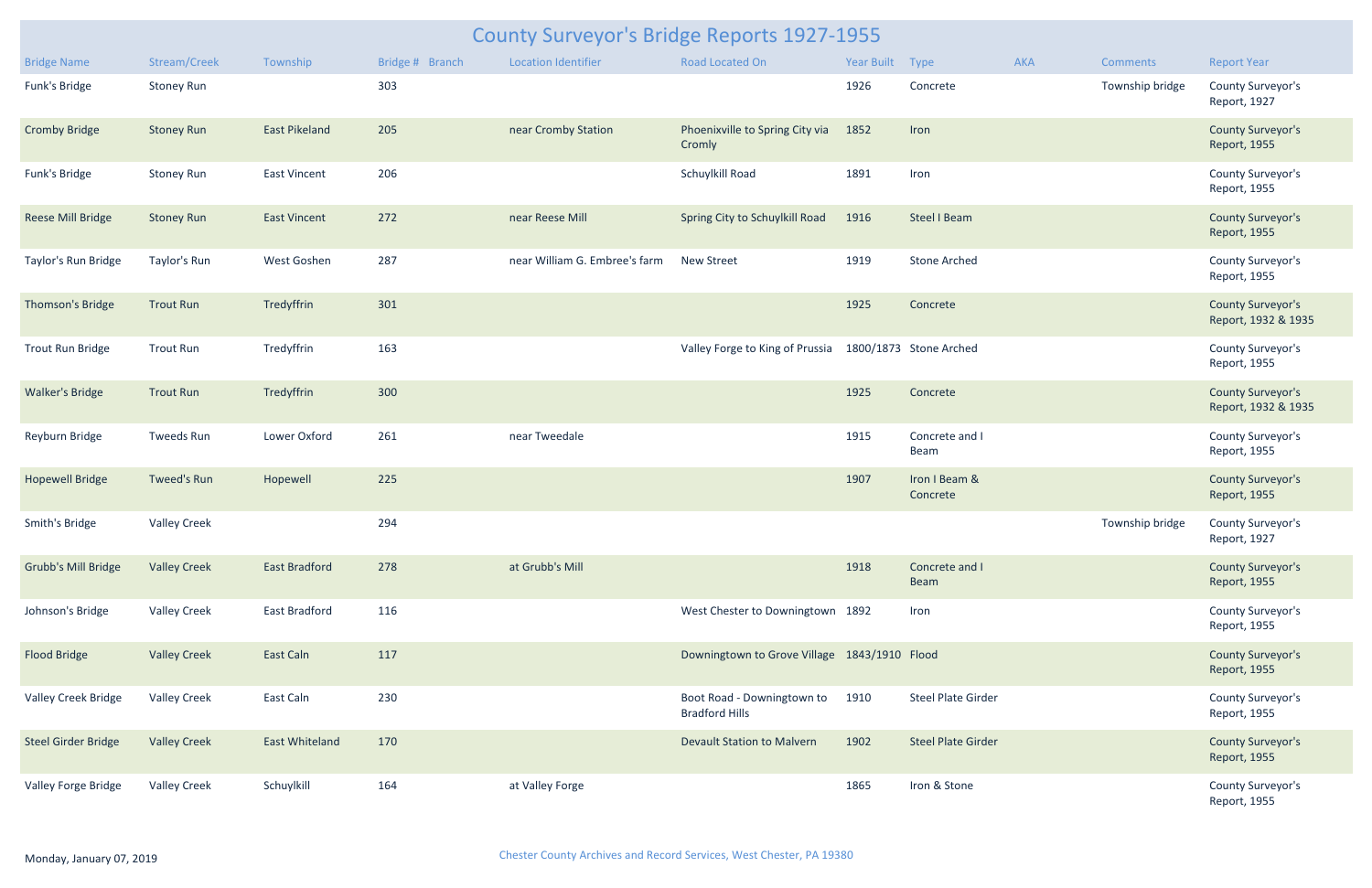# County Surveyor's Bridge Reports 1927-1955

| Bridge Name | Stream/Creek | Township | Bridge # | Branch | Location Identifier | Road Located On | Year Built | Type | AKA | Comments | Report Year |
|---|---|---|---|---|---|---|---|---|---|---|---|
| Funk's Bridge | Stoney Run | | 303 | | | | 1926 | Concrete | | Township bridge | County Surveyor's Report, 1927 |
| Cromby Bridge | Stoney Run | East Pikeland | 205 | | near Cromby Station | Phoenixville to Spring City via Cromly | 1852 | Iron | | | County Surveyor's Report, 1955 |
| Funk's Bridge | Stoney Run | East Vincent | 206 | | | Schuylkill Road | 1891 | Iron | | | County Surveyor's Report, 1955 |
| Reese Mill Bridge | Stoney Run | East Vincent | 272 | | near Reese Mill | Spring City to Schuylkill Road | 1916 | Steel I Beam | | | County Surveyor's Report, 1955 |
| Taylor's Run Bridge | Taylor's Run | West Goshen | 287 | | near William G. Embree's farm | New Street | 1919 | Stone Arched | | | County Surveyor's Report, 1955 |
| Thomson's Bridge | Trout Run | Tredyffrin | 301 | | | | 1925 | Concrete | | | County Surveyor's Report, 1932 & 1935 |
| Trout Run Bridge | Trout Run | Tredyffrin | 163 | | | Valley Forge to King of Prussia | 1800/1873 | Stone Arched | | | County Surveyor's Report, 1955 |
| Walker's Bridge | Trout Run | Tredyffrin | 300 | | | | 1925 | Concrete | | | County Surveyor's Report, 1932 & 1935 |
| Reyburn Bridge | Tweeds Run | Lower Oxford | 261 | | near Tweedale | | 1915 | Concrete and I Beam | | | County Surveyor's Report, 1955 |
| Hopewell Bridge | Tweed's Run | Hopewell | 225 | | | | 1907 | Iron I Beam & Concrete | | | County Surveyor's Report, 1955 |
| Smith's Bridge | Valley Creek | | 294 | | | | | | | Township bridge | County Surveyor's Report, 1927 |
| Grubb's Mill Bridge | Valley Creek | East Bradford | 278 | | at Grubb's Mill | | 1918 | Concrete and I Beam | | | County Surveyor's Report, 1955 |
| Johnson's Bridge | Valley Creek | East Bradford | 116 | | | West Chester to Downingtown | 1892 | Iron | | | County Surveyor's Report, 1955 |
| Flood Bridge | Valley Creek | East Caln | 117 | | | Downingtown to Grove Village | 1843/1910 | Flood | | | County Surveyor's Report, 1955 |
| Valley Creek Bridge | Valley Creek | East Caln | 230 | | | Boot Road - Downingtown to Bradford Hills | 1910 | Steel Plate Girder | | | County Surveyor's Report, 1955 |
| Steel Girder Bridge | Valley Creek | East Whiteland | 170 | | | Devault Station to Malvern | 1902 | Steel Plate Girder | | | County Surveyor's Report, 1955 |
| Valley Forge Bridge | Valley Creek | Schuylkill | 164 | | at Valley Forge | | 1865 | Iron & Stone | | | County Surveyor's Report, 1955 |

Monday, January 07, 2019

Chester County Archives and Record Services, West Chester, PA 19380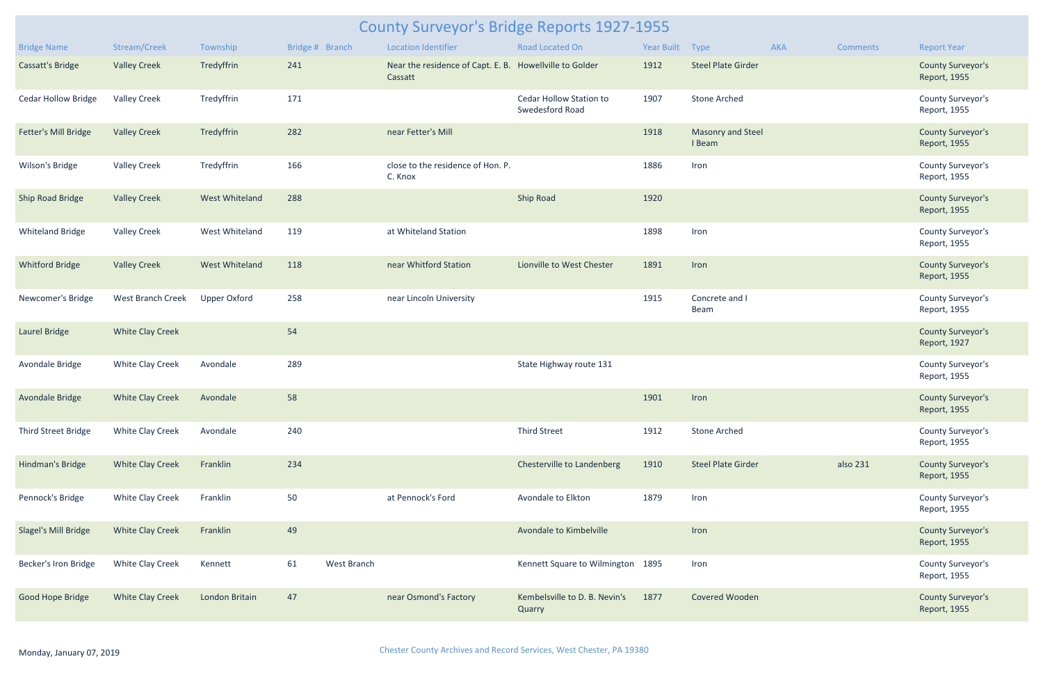# County Surveyor's Bridge Reports 1927-1955

| Bridge Name | Stream/Creek | Township | Bridge # | Branch | Location Identifier | Road Located On | Year Built | Type | AKA | Comments | Report Year |
|---|---|---|---|---|---|---|---|---|---|---|---|
| Cassatt's Bridge | Valley Creek | Tredyffrin | 241 | | Near the residence of Capt. E. B. Cassatt | Howellville to Golder | 1912 | Steel Plate Girder | | | County Surveyor's Report, 1955 |
| Cedar Hollow Bridge | Valley Creek | Tredyffrin | 171 | | | Cedar Hollow Station to Swedesford Road | 1907 | Stone Arched | | | County Surveyor's Report, 1955 |
| Fetter's Mill Bridge | Valley Creek | Tredyffrin | 282 | | near Fetter's Mill | | 1918 | Masonry and Steel I Beam | | | County Surveyor's Report, 1955 |
| Wilson's Bridge | Valley Creek | Tredyffrin | 166 | | close to the residence of Hon. P. C. Knox | | 1886 | Iron | | | County Surveyor's Report, 1955 |
| Ship Road Bridge | Valley Creek | West Whiteland | 288 | | | Ship Road | 1920 | | | | County Surveyor's Report, 1955 |
| Whiteland Bridge | Valley Creek | West Whiteland | 119 | | at Whiteland Station | | 1898 | Iron | | | County Surveyor's Report, 1955 |
| Whitford Bridge | Valley Creek | West Whiteland | 118 | | near Whitford Station | Lionville to West Chester | 1891 | Iron | | | County Surveyor's Report, 1955 |
| Newcomer's Bridge | West Branch Creek | Upper Oxford | 258 | | near Lincoln University | | 1915 | Concrete and I Beam | | | County Surveyor's Report, 1955 |
| Laurel Bridge | White Clay Creek | | 54 | | | | | | | | County Surveyor's Report, 1927 |
| Avondale Bridge | White Clay Creek | Avondale | 289 | | | State Highway route 131 | | | | | County Surveyor's Report, 1955 |
| Avondale Bridge | White Clay Creek | Avondale | 58 | | | | 1901 | Iron | | | County Surveyor's Report, 1955 |
| Third Street Bridge | White Clay Creek | Avondale | 240 | | | Third Street | 1912 | Stone Arched | | | County Surveyor's Report, 1955 |
| Hindman's Bridge | White Clay Creek | Franklin | 234 | | | Chesterville to Landenberg | 1910 | Steel Plate Girder | | also 231 | County Surveyor's Report, 1955 |
| Pennock's Bridge | White Clay Creek | Franklin | 50 | | at Pennock's Ford | Avondale to Elkton | 1879 | Iron | | | County Surveyor's Report, 1955 |
| Slagel's Mill Bridge | White Clay Creek | Franklin | 49 | | | Avondale to Kimbelville | | Iron | | | County Surveyor's Report, 1955 |
| Becker's Iron Bridge | White Clay Creek | Kennett | 61 | West Branch | | Kennett Square to Wilmington | 1895 | Iron | | | County Surveyor's Report, 1955 |
| Good Hope Bridge | White Clay Creek | London Britain | 47 | | near Osmond's Factory | Kembelsville to D. B. Nevin's Quarry | 1877 | Covered Wooden | | | County Surveyor's Report, 1955 |

Monday, January 07, 2019

Chester County Archives and Record Services, West Chester, PA 19380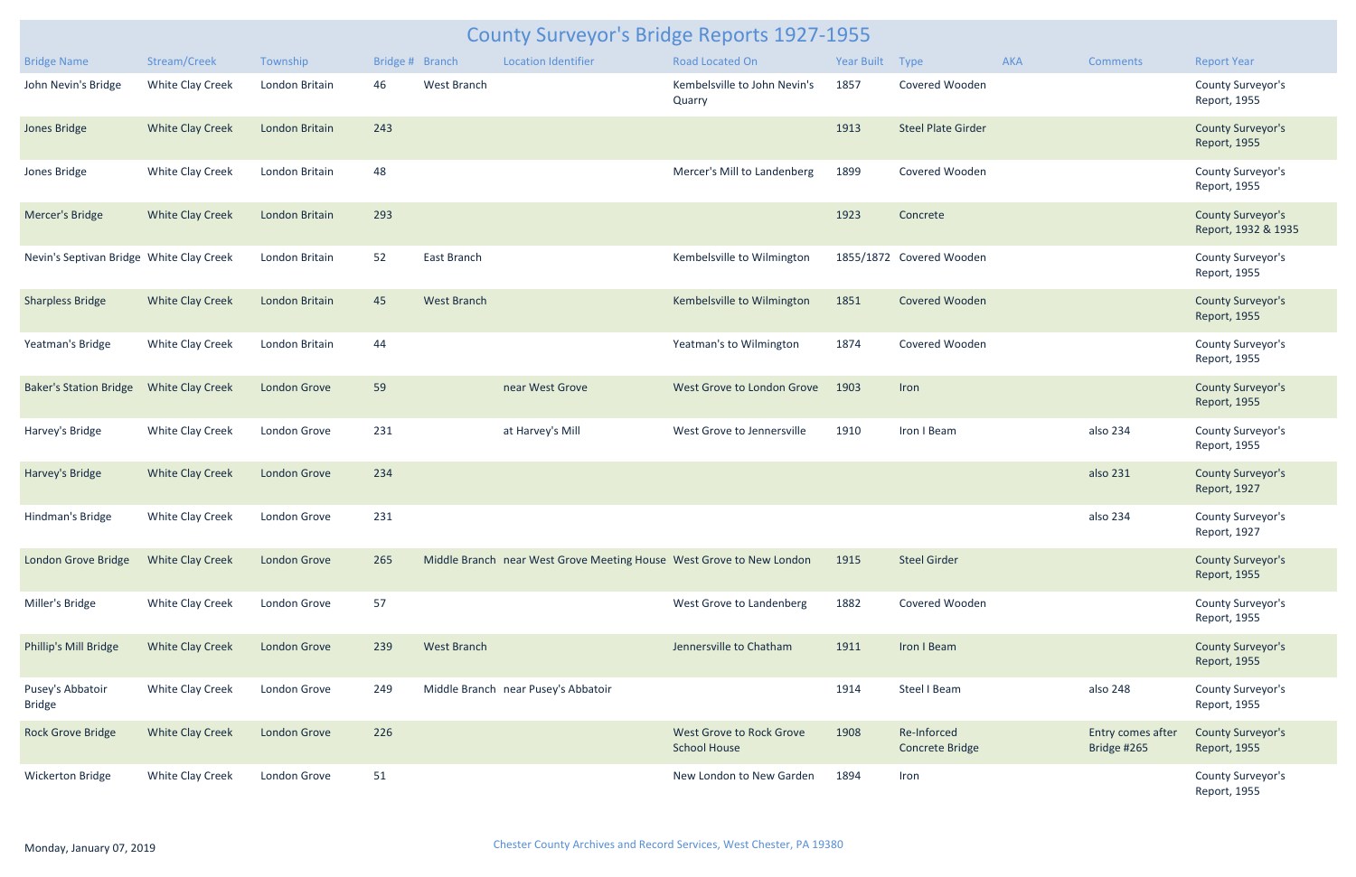# County Surveyor's Bridge Reports 1927-1955

| Bridge Name | Stream/Creek | Township | Bridge # | Branch | Location Identifier | Road Located On | Year Built | Type | AKA | Comments | Report Year |
|---|---|---|---|---|---|---|---|---|---|---|---|
| John Nevin's Bridge | White Clay Creek | London Britain | 46 | West Branch | | Kembelsville to John Nevin's Quarry | 1857 | Covered Wooden | | | County Surveyor's Report, 1955 |
| Jones Bridge | White Clay Creek | London Britain | 243 | | | | 1913 | Steel Plate Girder | | | County Surveyor's Report, 1955 |
| Jones Bridge | White Clay Creek | London Britain | 48 | | | Mercer's Mill to Landenberg | 1899 | Covered Wooden | | | County Surveyor's Report, 1955 |
| Mercer's Bridge | White Clay Creek | London Britain | 293 | | | | 1923 | Concrete | | | County Surveyor's Report, 1932 & 1935 |
| Nevin's Septivan Bridge | White Clay Creek | London Britain | 52 | East Branch | | Kembelsville to Wilmington | 1855/1872 | Covered Wooden | | | County Surveyor's Report, 1955 |
| Sharpless Bridge | White Clay Creek | London Britain | 45 | West Branch | | Kembelsville to Wilmington | 1851 | Covered Wooden | | | County Surveyor's Report, 1955 |
| Yeatman's Bridge | White Clay Creek | London Britain | 44 | | | Yeatman's to Wilmington | 1874 | Covered Wooden | | | County Surveyor's Report, 1955 |
| Baker's Station Bridge | White Clay Creek | London Grove | 59 | | near West Grove | West Grove to London Grove | 1903 | Iron | | | County Surveyor's Report, 1955 |
| Harvey's Bridge | White Clay Creek | London Grove | 231 | | at Harvey's Mill | West Grove to Jennersville | 1910 | Iron I Beam | | also 234 | County Surveyor's Report, 1955 |
| Harvey's Bridge | White Clay Creek | London Grove | 234 | | | | | | | also 231 | County Surveyor's Report, 1927 |
| Hindman's Bridge | White Clay Creek | London Grove | 231 | | | | | | | also 234 | County Surveyor's Report, 1927 |
| London Grove Bridge | White Clay Creek | London Grove | 265 | Middle Branch | near West Grove Meeting House | West Grove to New London | 1915 | Steel Girder | | | County Surveyor's Report, 1955 |
| Miller's Bridge | White Clay Creek | London Grove | 57 | | | West Grove to Landenberg | 1882 | Covered Wooden | | | County Surveyor's Report, 1955 |
| Phillip's Mill Bridge | White Clay Creek | London Grove | 239 | West Branch | | Jennersville to Chatham | 1911 | Iron I Beam | | | County Surveyor's Report, 1955 |
| Pusey's Abbatoir Bridge | White Clay Creek | London Grove | 249 | Middle Branch | near Pusey's Abbatoir | | 1914 | Steel I Beam | | also 248 | County Surveyor's Report, 1955 |
| Rock Grove Bridge | White Clay Creek | London Grove | 226 | | | West Grove to Rock Grove School House | 1908 | Re-Inforced Concrete Bridge | | Entry comes after Bridge #265 | County Surveyor's Report, 1955 |
| Wickerton Bridge | White Clay Creek | London Grove | 51 | | | New London to New Garden | 1894 | Iron | | | County Surveyor's Report, 1955 |

Monday, January 07, 2019

Chester County Archives and Record Services, West Chester, PA 19380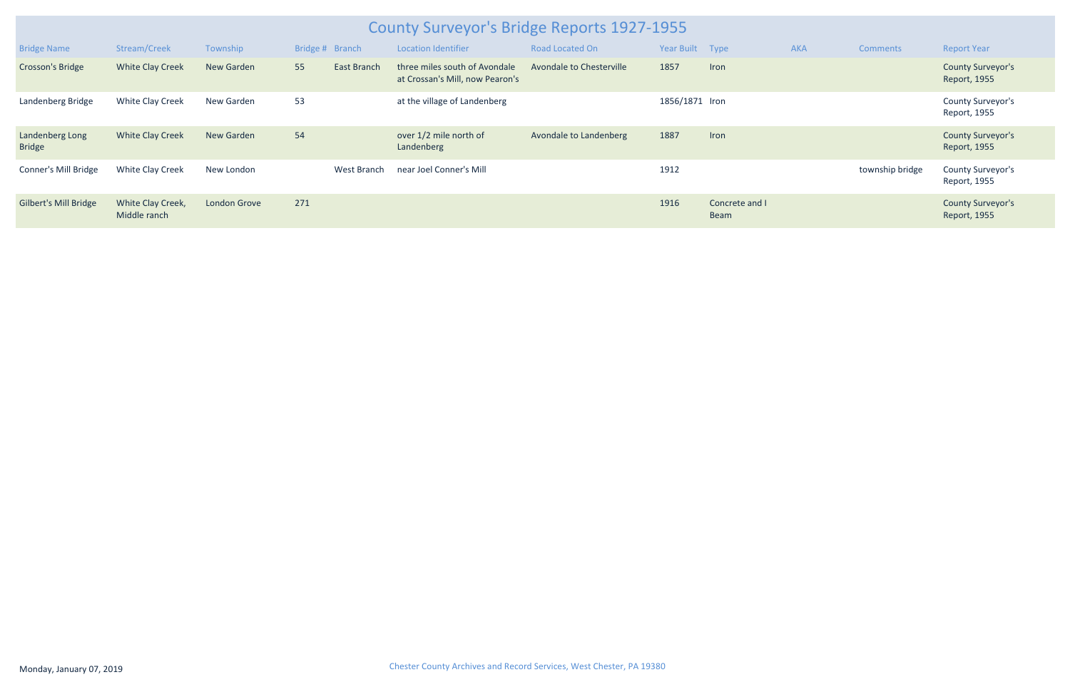# County Surveyor's Bridge Reports 1927-1955

| Bridge Name | Stream/Creek | Township | Bridge # | Branch | Location Identifier | Road Located On | Year Built | Type | AKA | Comments | Report Year |
|---|---|---|---|---|---|---|---|---|---|---|---|
| Crosson's Bridge | White Clay Creek | New Garden | 55 | East Branch | three miles south of Avondale at Crossan's Mill, now Pearon's | Avondale to Chesterville | 1857 | Iron | | | County Surveyor's Report, 1955 |
| Landenberg Bridge | White Clay Creek | New Garden | 53 | | at the village of Landenberg | | 1856/1871 | Iron | | | County Surveyor's Report, 1955 |
| Landenberg Long Bridge | White Clay Creek | New Garden | 54 | | over 1/2 mile north of Landenberg | Avondale to Landenberg | 1887 | Iron | | | County Surveyor's Report, 1955 |
| Conner's Mill Bridge | White Clay Creek | New London | | West Branch | near Joel Conner's Mill | | 1912 | | | township bridge | County Surveyor's Report, 1955 |
| Gilbert's Mill Bridge | White Clay Creek, Middle ranch | London Grove | 271 | | | | 1916 | Concrete and I Beam | | | County Surveyor's Report, 1955 |